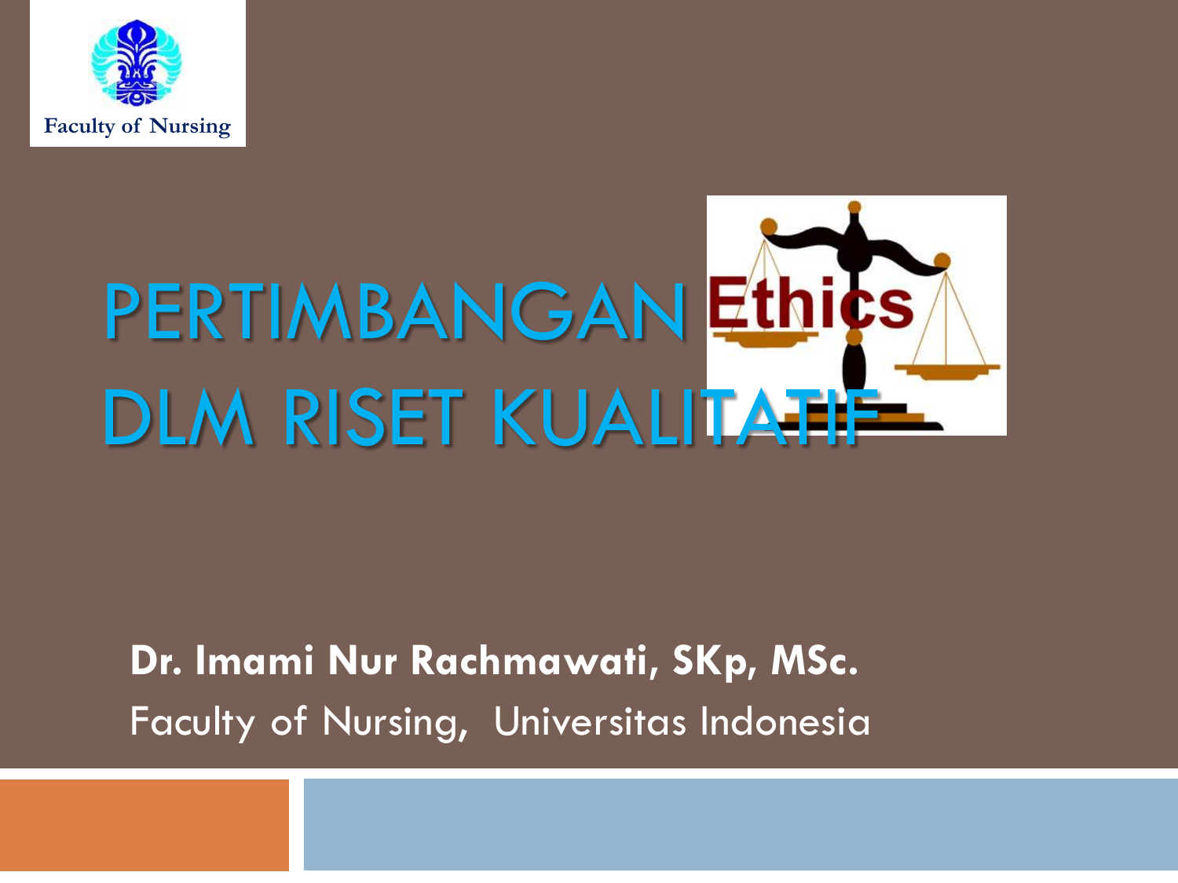Faculty of Nursing

# PERTIMBANGAN Ethics DLM RISET KUALITATIF

**Dr. Imami Nur Rachmawati, SKp, MSc.**

Faculty of Nursing, Universitas Indonesia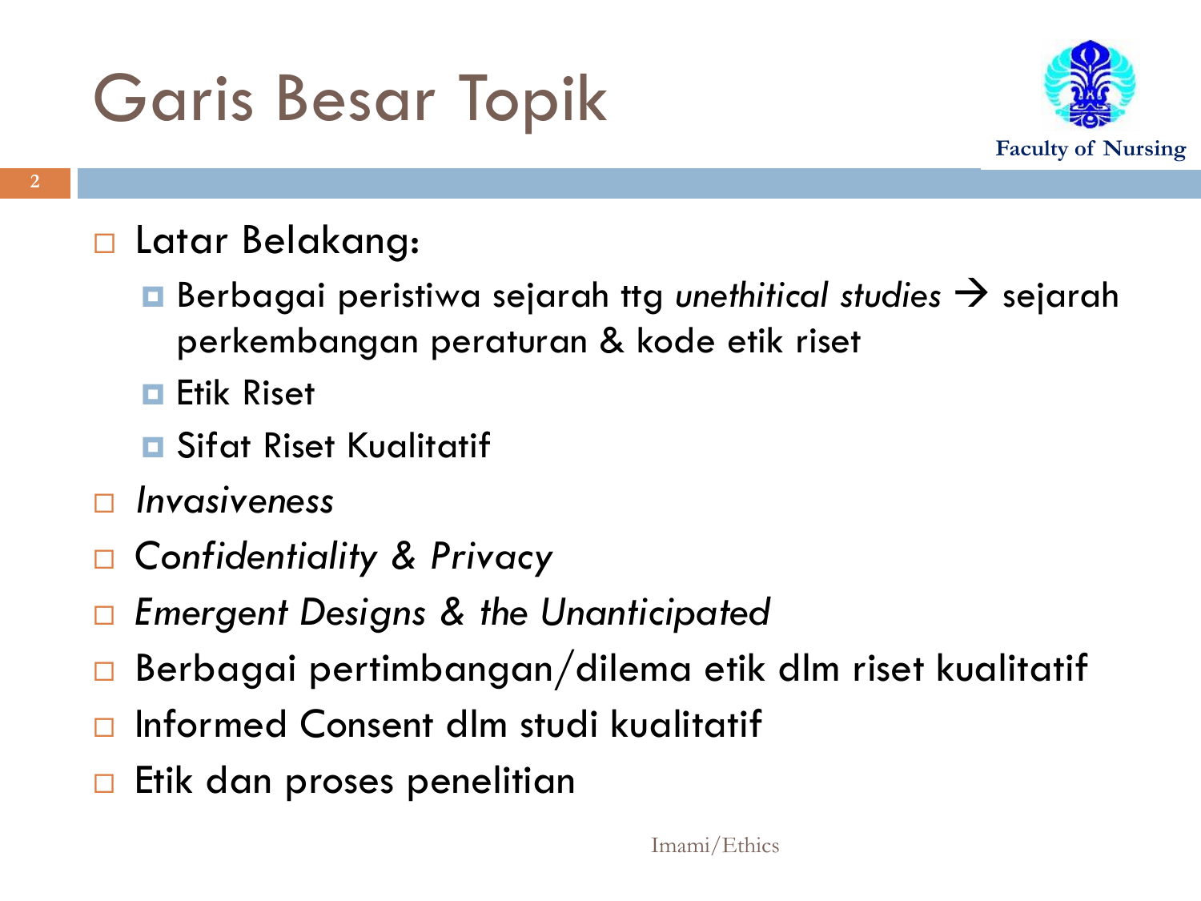# Garis Besar Topik

- Latar Belakang:
  - Berbagai peristiwa sejarah ttg *unethical studies* → sejarah perkembangan peraturan & kode etik riset
  - Etik Riset
  - Sifat Riset Kualitatif
- *Invasiveness*
- *Confidentiality & Privacy*
- *Emergent Designs & the Unanticipated*
- Berbagai pertimbangan/dilema etik dlm riset kualitatif
- Informed Consent dlm studi kualitatif
- Etik dan proses penelitian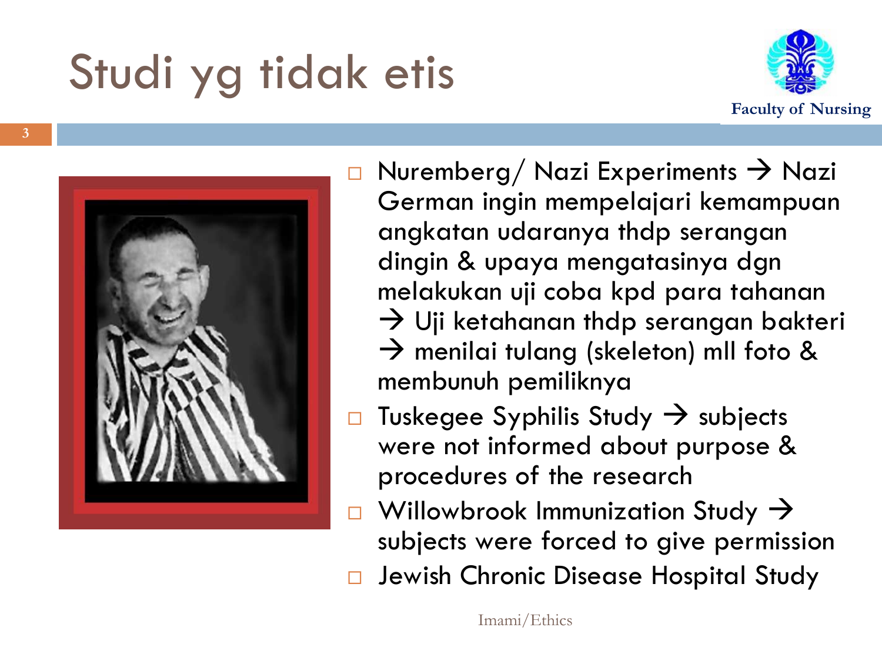# Studi yg tidak etis

- Nuremberg/ Nazi Experiments → Nazi German ingin mempelajari kemampuan angkatan udaranya thdp serangan dingin & upaya mengatasinya dgn melakukan uji coba kpd para tahanan → Uji ketahanan thdp serangan bakteri → menilai tulang (skeleton) mll foto & membunuh pemiliknya
- Tuskegee Syphilis Study → subjects were not informed about purpose & procedures of the research
- Willowbrook Immunization Study → subjects were forced to give permission
- Jewish Chronic Disease Hospital Study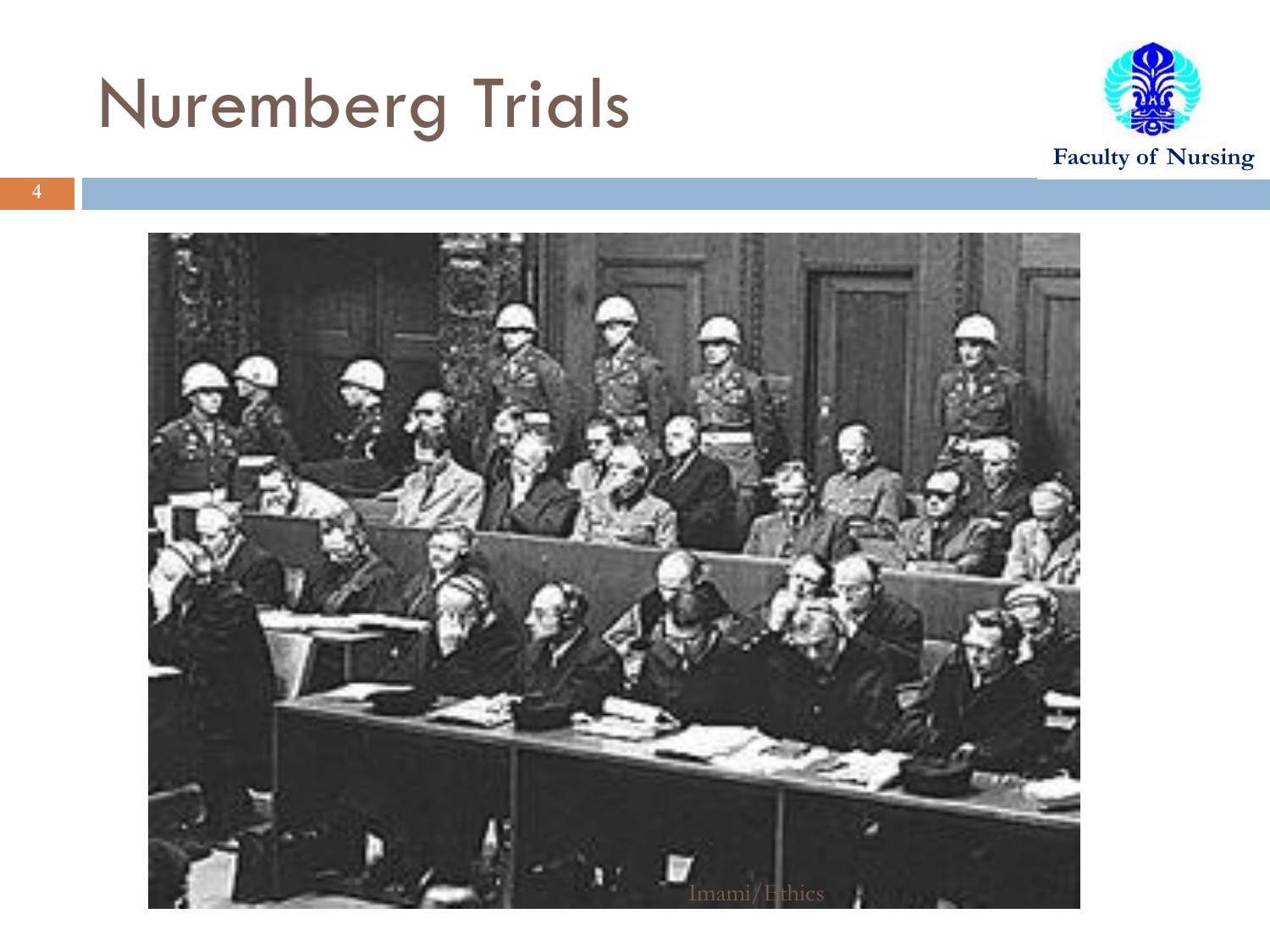# Nuremberg Trials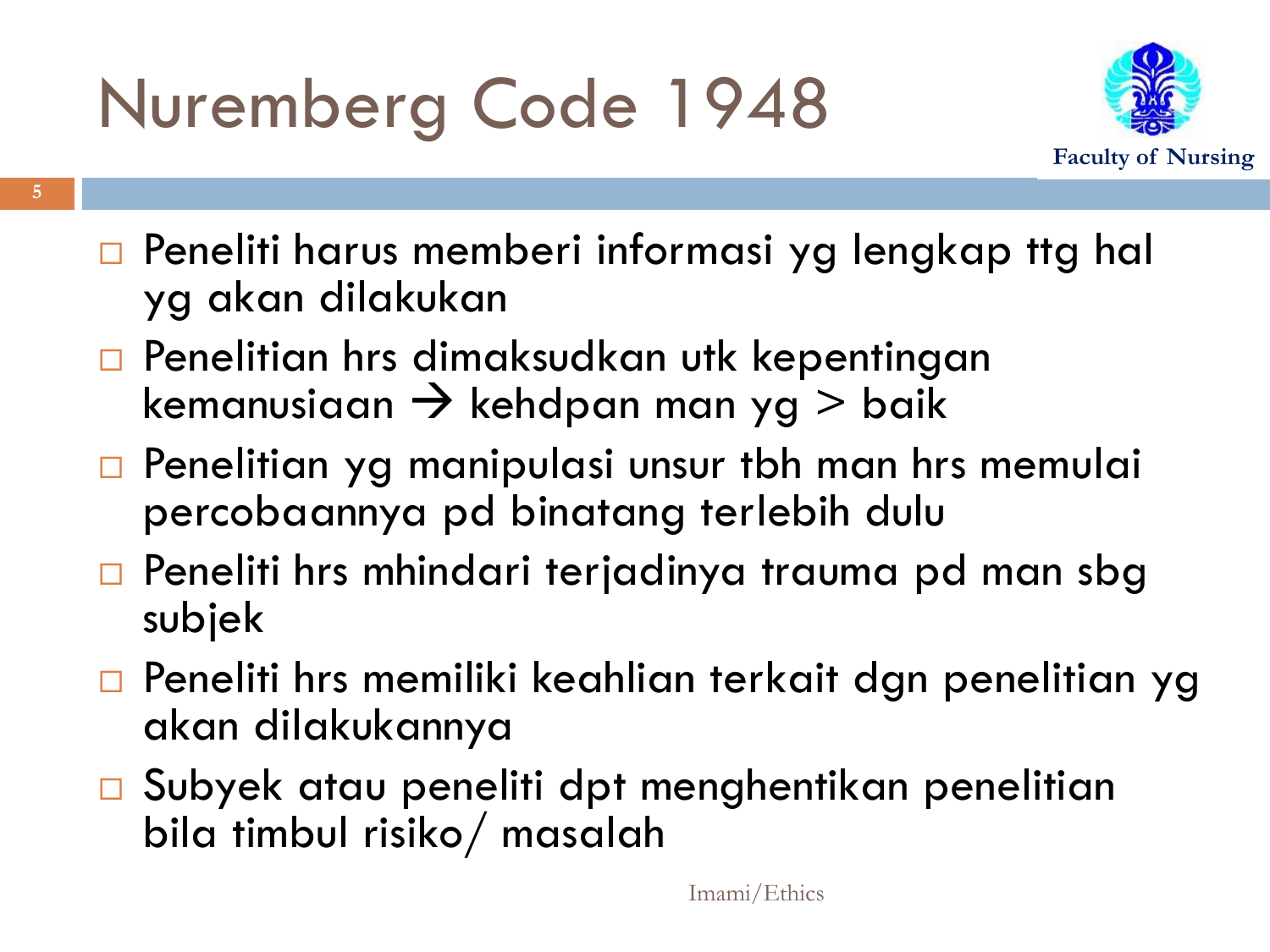# Nuremberg Code 1948

- Peneliti harus memberi informasi yg lengkap ttg hal yg akan dilakukan
- Penelitian hrs dimaksudkan utk kepentingan kemanusiaan → kehdpan man yg > baik
- Penelitian yg manipulasi unsur tbh man hrs memulai percobaannya pd binatang terlebih dulu
- Peneliti hrs mhindari terjadinya trauma pd man sbg subjek
- Peneliti hrs memiliki keahlian terkait dgn penelitian yg akan dilakukannya
- Subyek atau peneliti dpt menghentikan penelitian bila timbul risiko/ masalah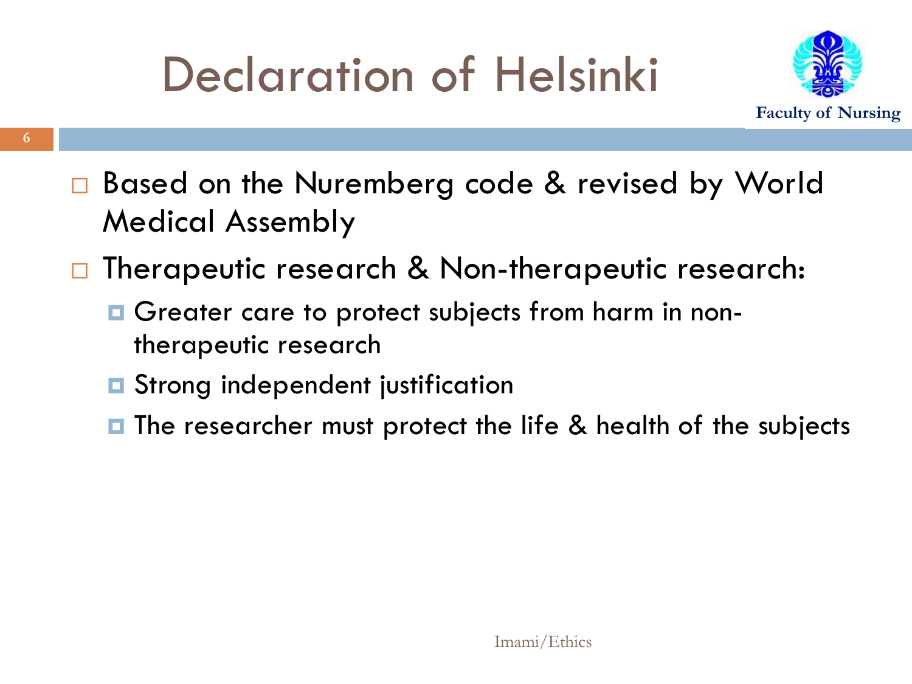# Declaration of Helsinki

- Based on the Nuremberg code & revised by World Medical Assembly
- Therapeutic research & Non-therapeutic research:
  - Greater care to protect subjects from harm in non-therapeutic research
  - Strong independent justification
  - The researcher must protect the life & health of the subjects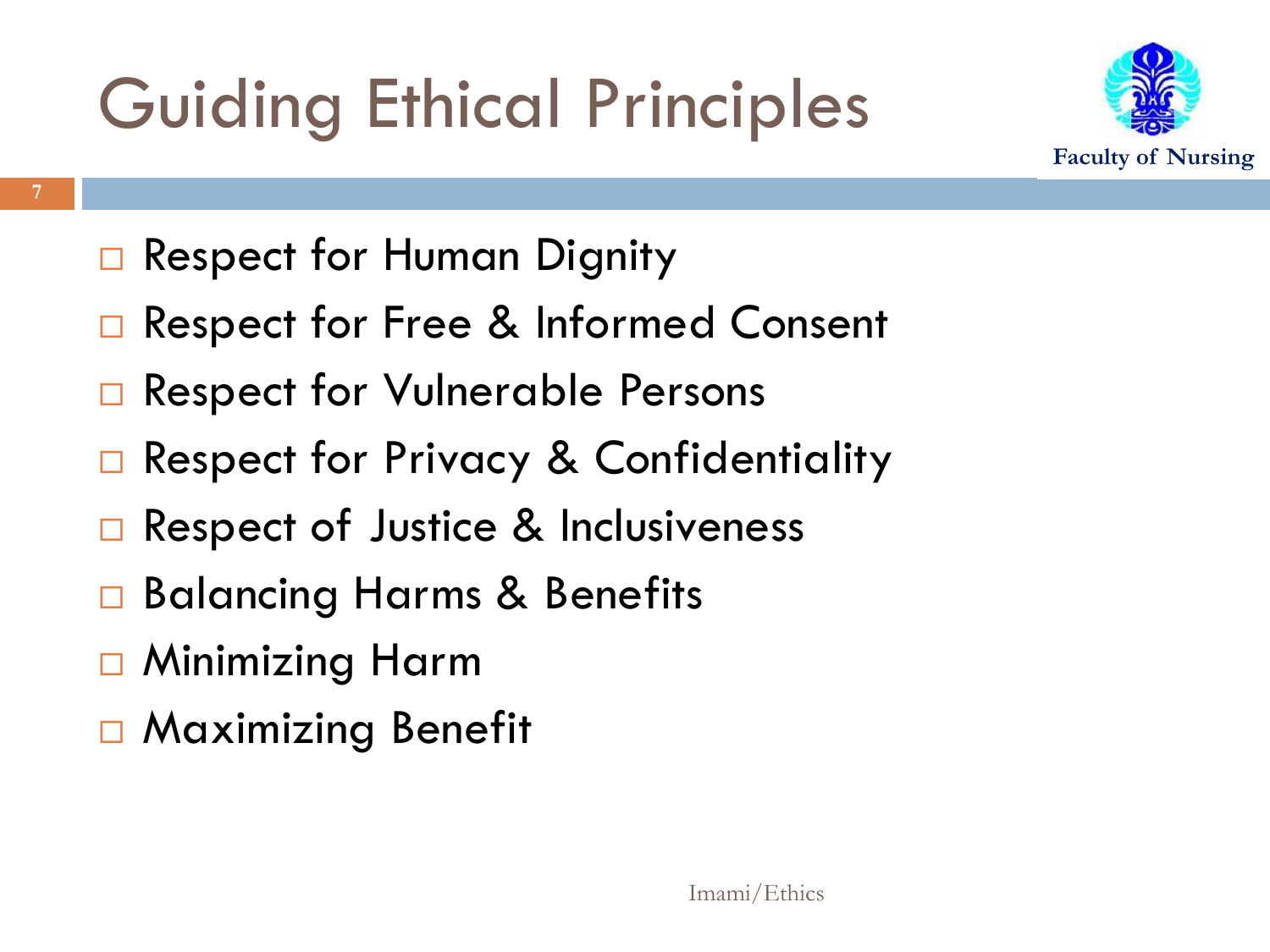# Guiding Ethical Principles

- Respect for Human Dignity
- Respect for Free & Informed Consent
- Respect for Vulnerable Persons
- Respect for Privacy & Confidentiality
- Respect of Justice & Inclusiveness
- Balancing Harms & Benefits
- Minimizing Harm
- Maximizing Benefit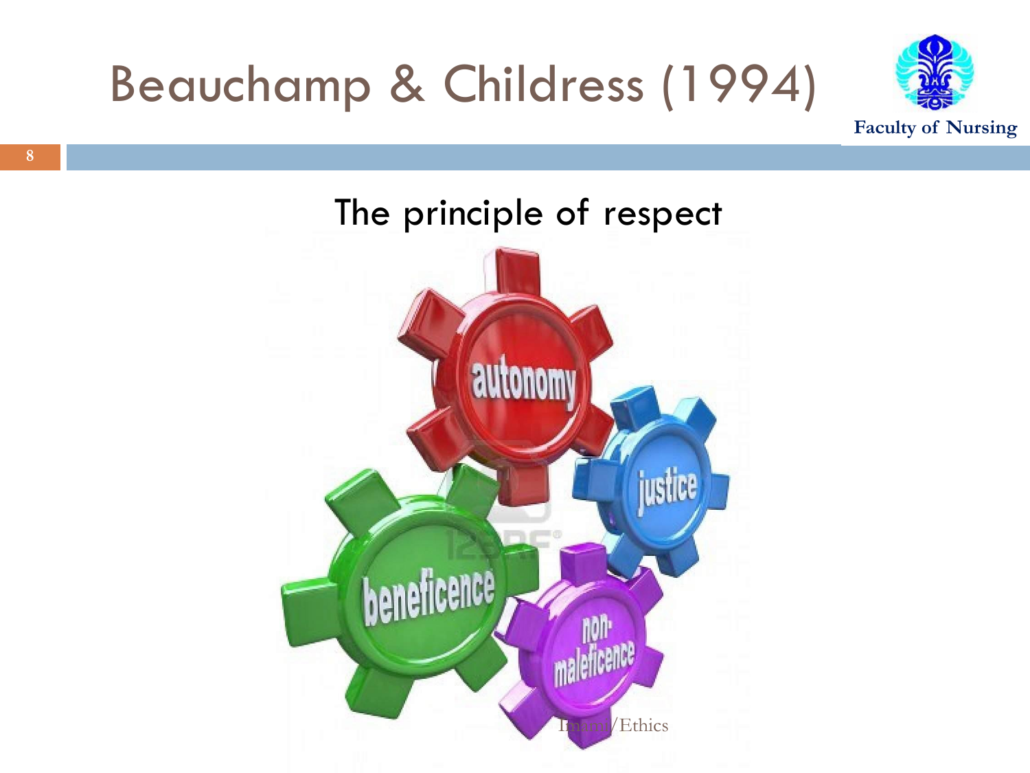# Beauchamp & Childress (1994)

The principle of respect

autonomy

justice

beneficence

non-maleficence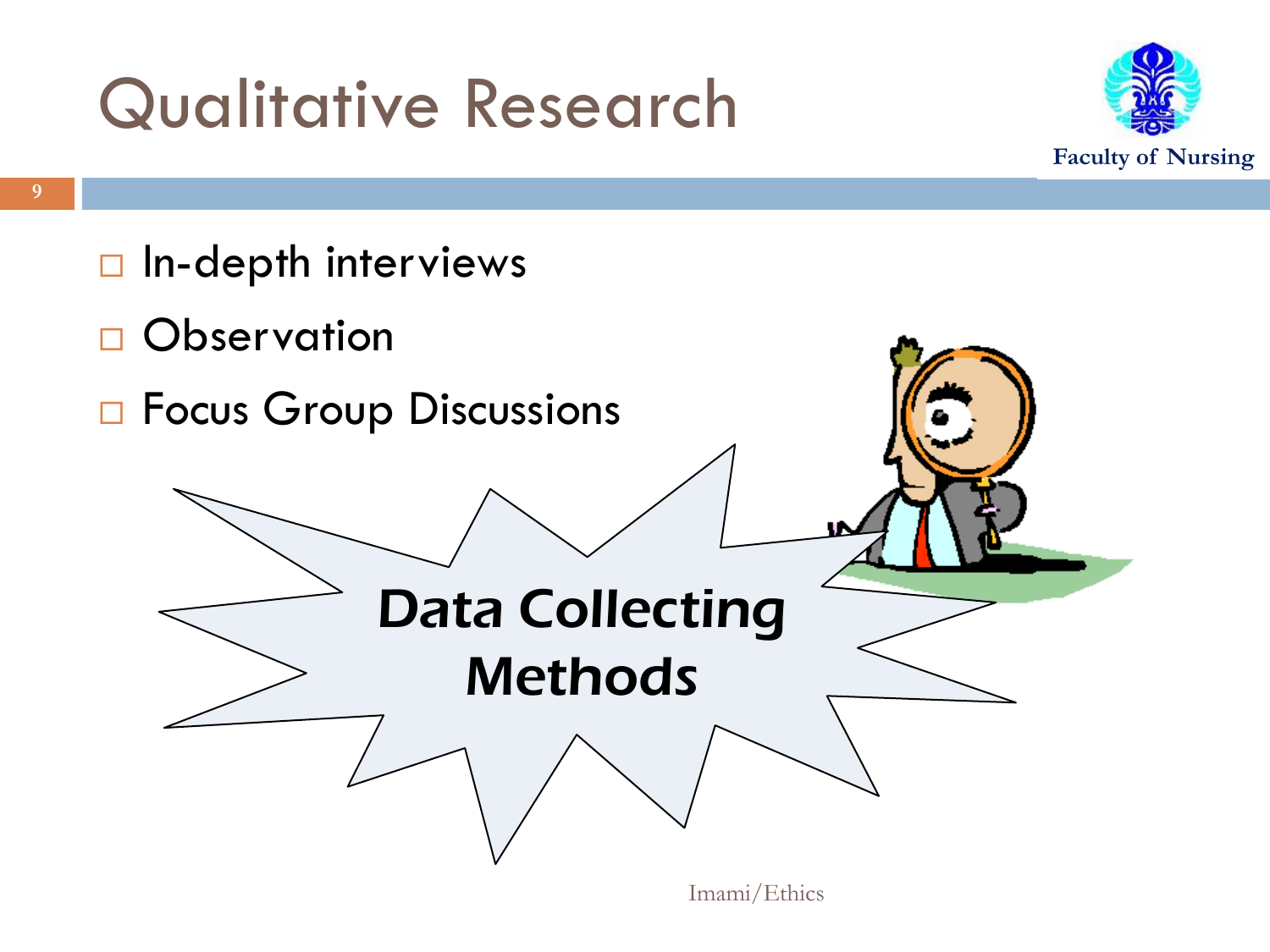# Qualitative Research

- In-depth interviews
- Observation
- Focus Group Discussions

**Data Collecting Methods**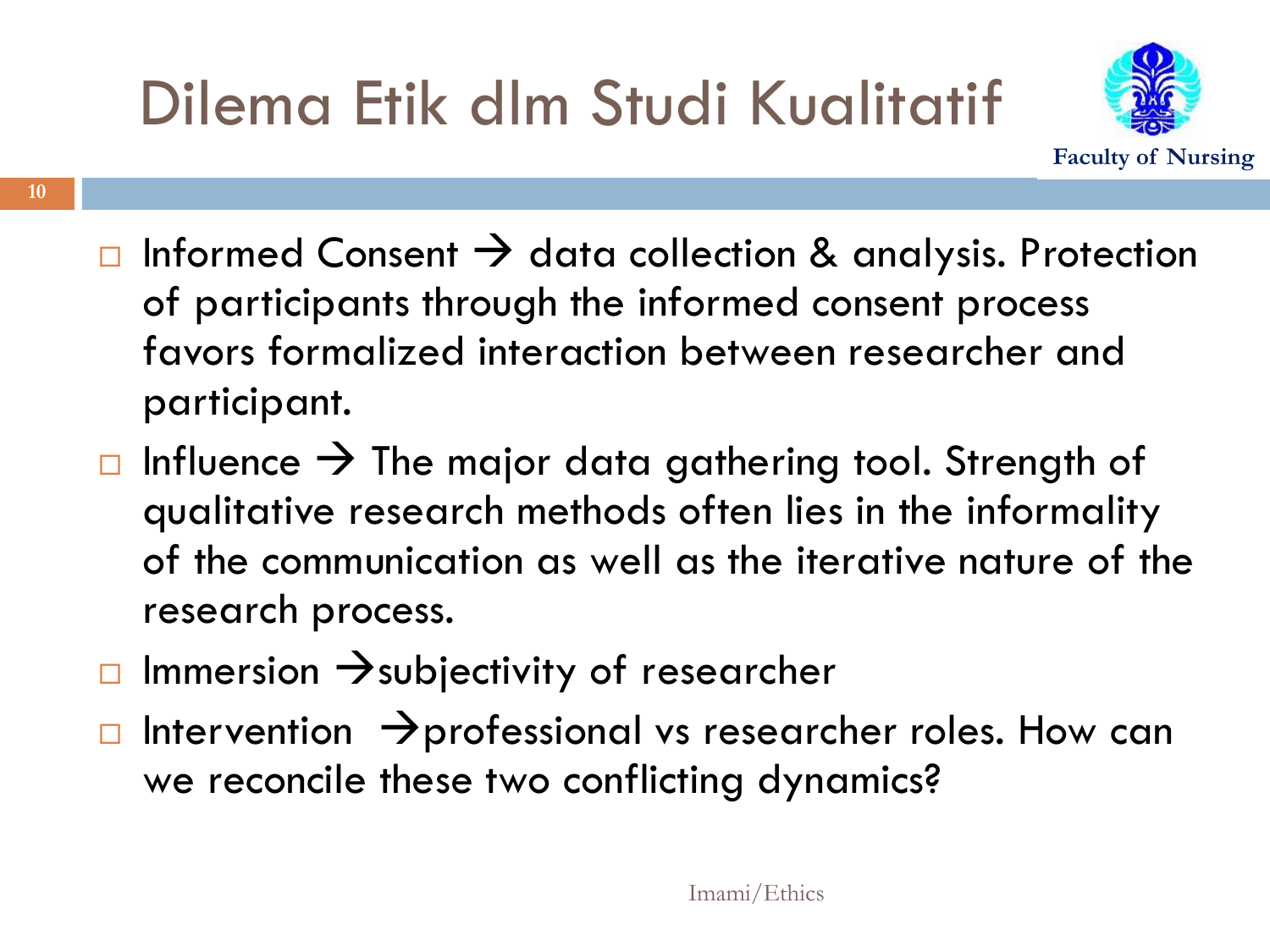# Dilema Etik dlm Studi Kualitatif

- Informed Consent → data collection & analysis. Protection of participants through the informed consent process favors formalized interaction between researcher and participant.
- Influence → The major data gathering tool. Strength of qualitative research methods often lies in the informality of the communication as well as the iterative nature of the research process.
- Immersion →subjectivity of researcher
- Intervention →professional vs researcher roles. How can we reconcile these two conflicting dynamics?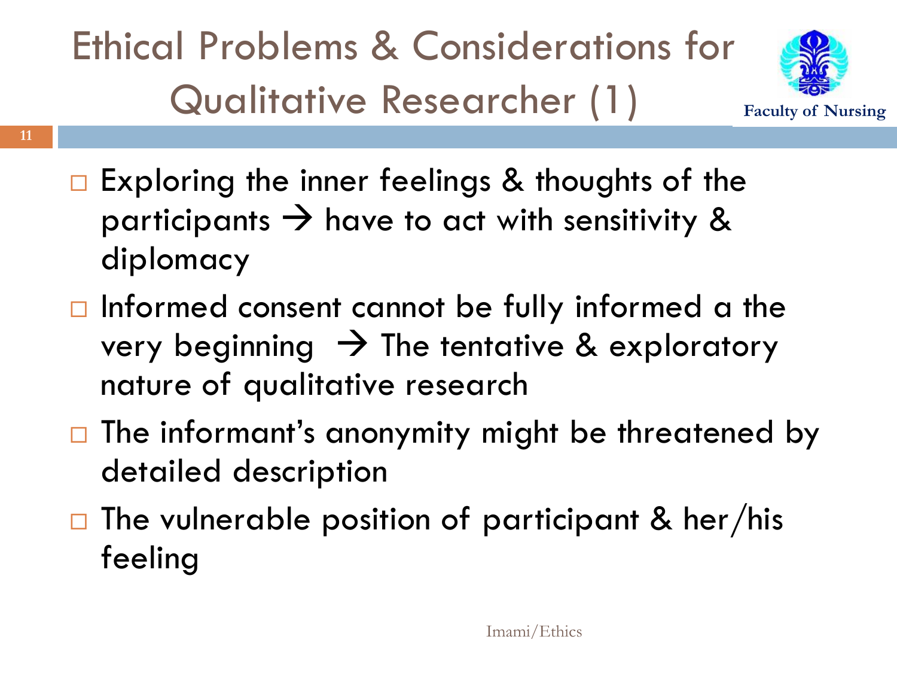# Ethical Problems & Considerations for Qualitative Researcher (1)

- Exploring the inner feelings & thoughts of the participants → have to act with sensitivity & diplomacy
- Informed consent cannot be fully informed a the very beginning → The tentative & exploratory nature of qualitative research
- The informant's anonymity might be threatened by detailed description
- The vulnerable position of participant & her/his feeling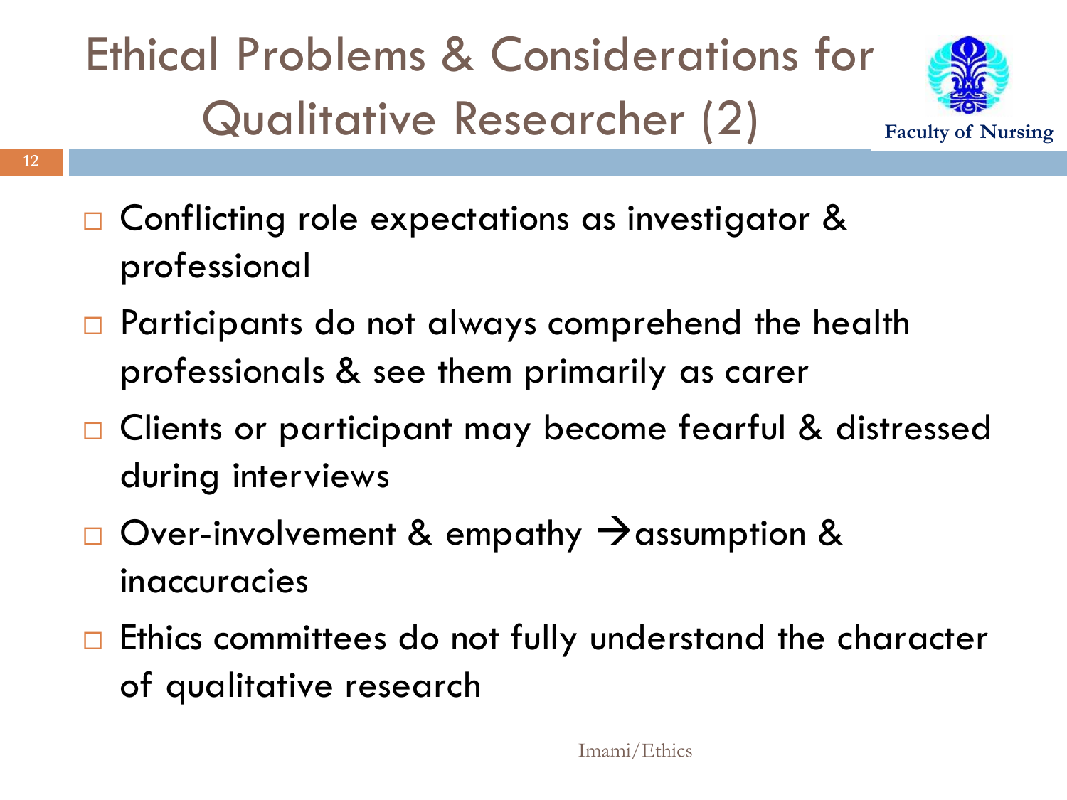# Ethical Problems & Considerations for Qualitative Researcher (2)

- Conflicting role expectations as investigator & professional
- Participants do not always comprehend the health professionals & see them primarily as carer
- Clients or participant may become fearful & distressed during interviews
- Over-involvement & empathy → assumption & inaccuracies
- Ethics committees do not fully understand the character of qualitative research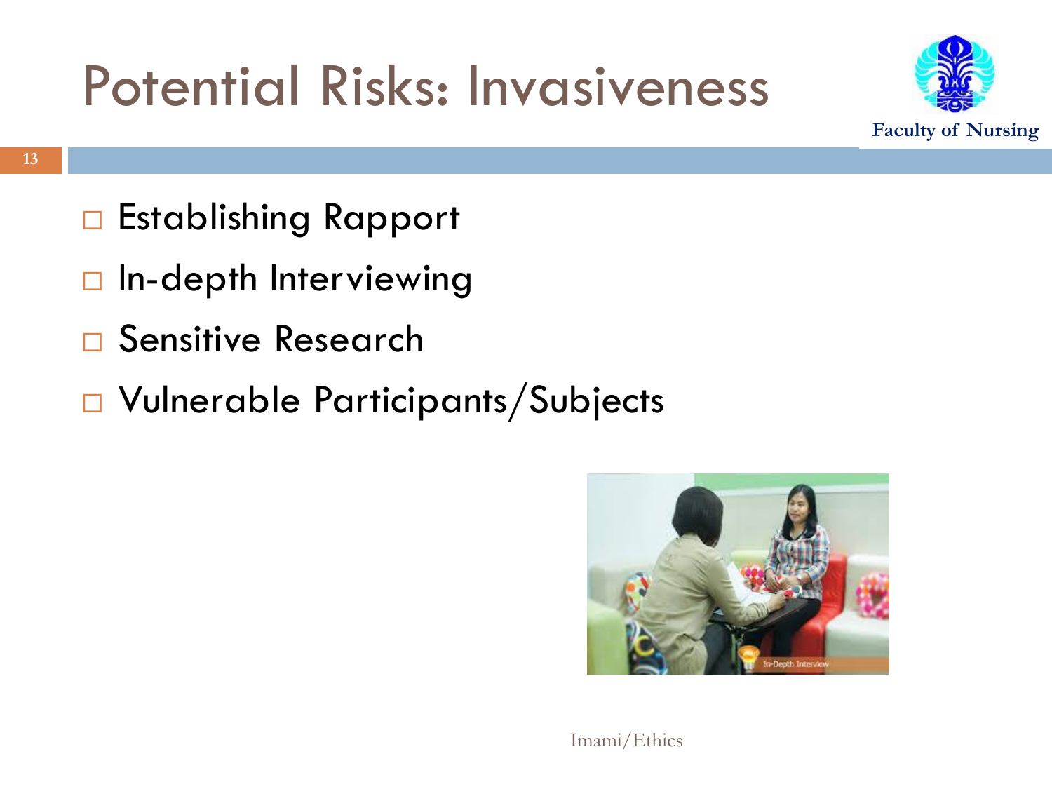# Potential Risks: Invasiveness

- Establishing Rapport
- In-depth Interviewing
- Sensitive Research
- Vulnerable Participants/Subjects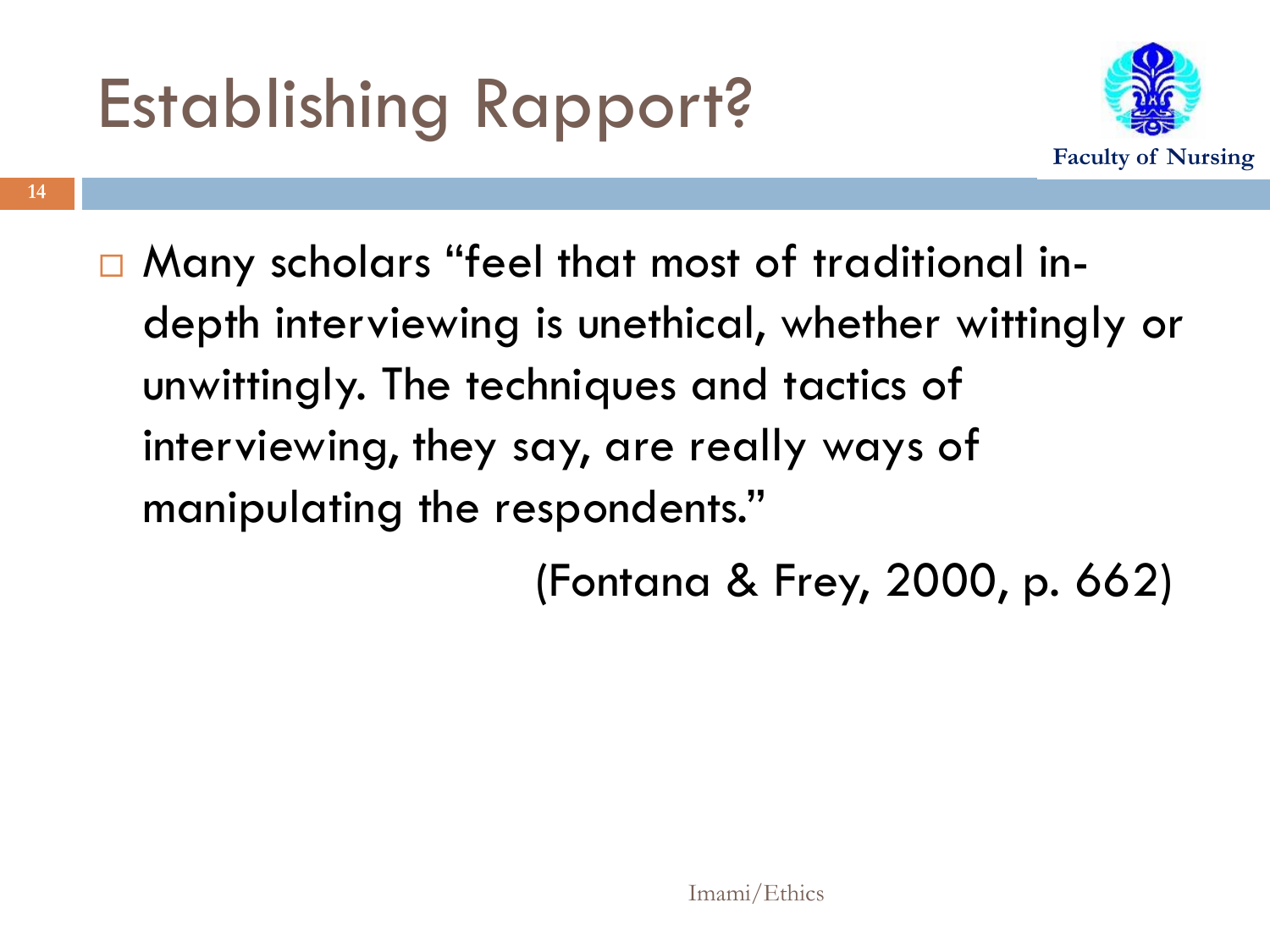# Establishing Rapport?

- Many scholars "feel that most of traditional in-depth interviewing is unethical, whether wittingly or unwittingly. The techniques and tactics of interviewing, they say, are really ways of manipulating the respondents."

  (Fontana & Frey, 2000, p. 662)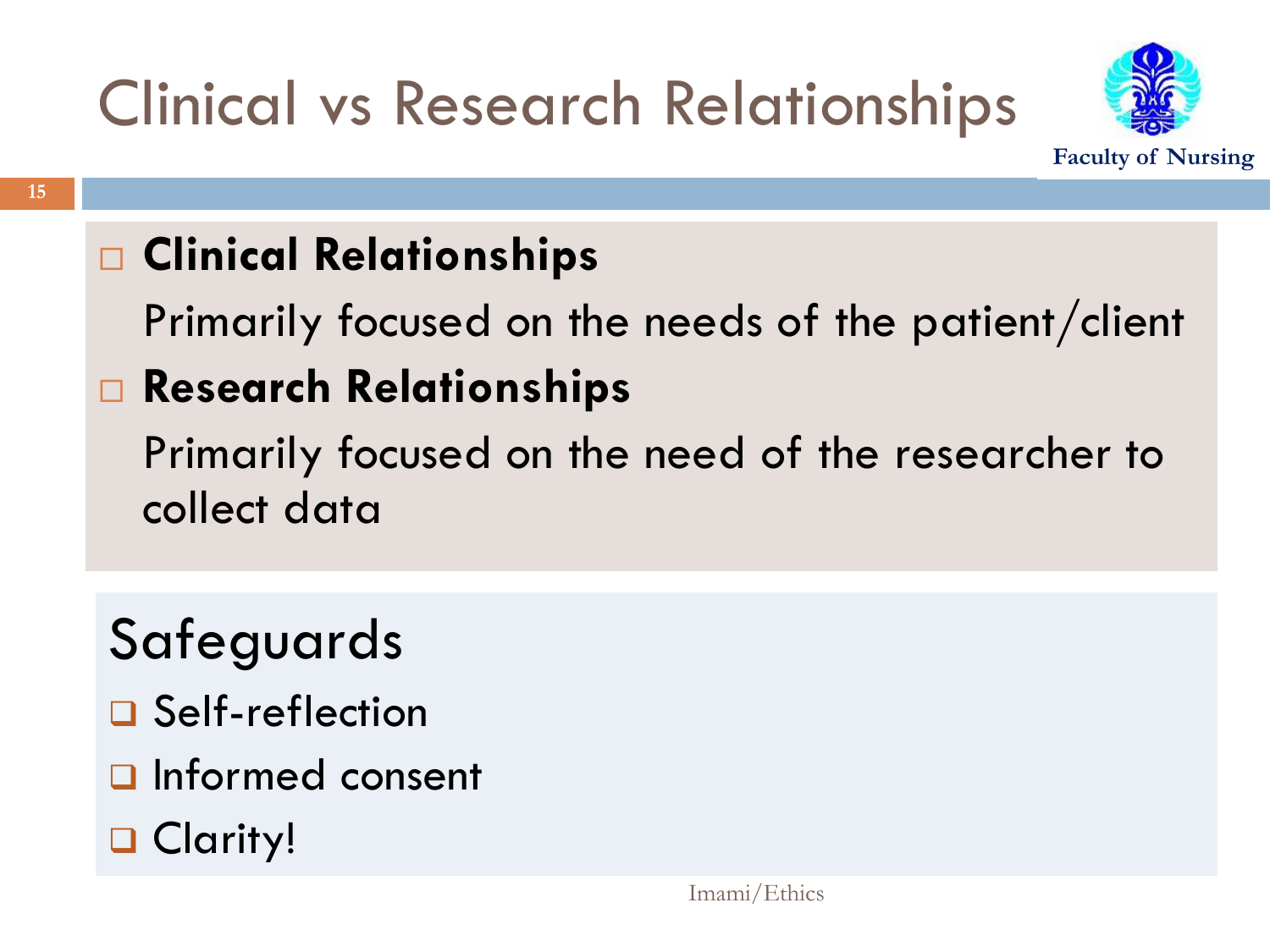# Clinical vs Research Relationships

- **Clinical Relationships**

  Primarily focused on the needs of the patient/client

- **Research Relationships**

  Primarily focused on the need of the researcher to collect data

## Safeguards

- Self-reflection
- Informed consent
- Clarity!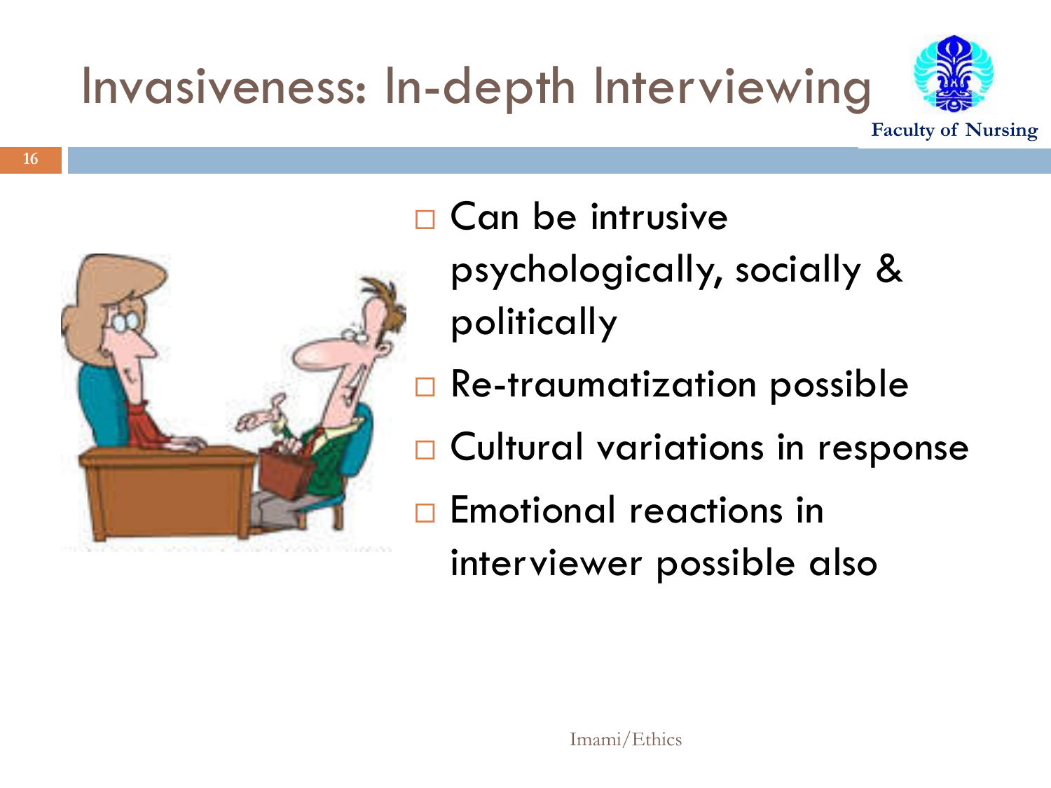# Invasiveness: In-depth Interviewing

- Can be intrusive psychologically, socially & politically
- Re-traumatization possible
- Cultural variations in response
- Emotional reactions in interviewer possible also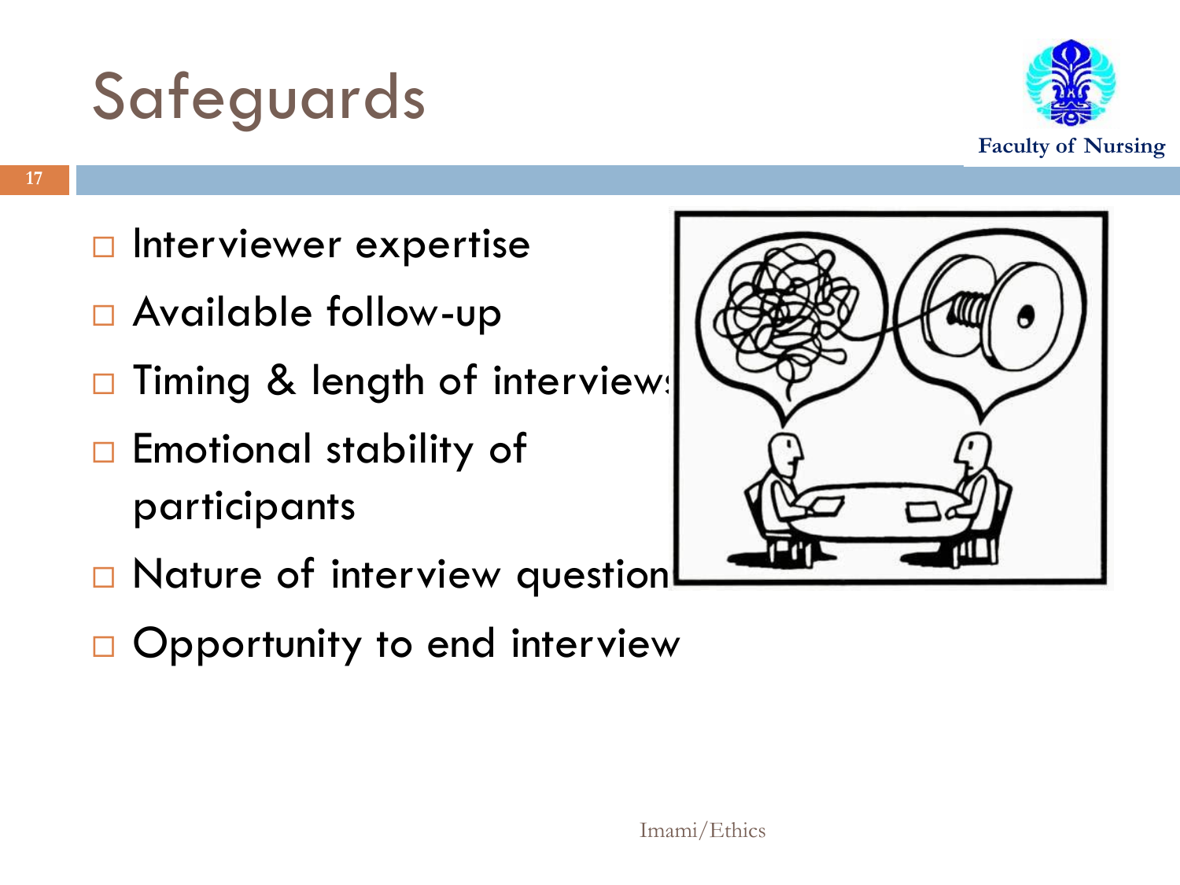# Safeguards

- Interviewer expertise
- Available follow-up
- Timing & length of interviews
- Emotional stability of participants
- Nature of interview questions
- Opportunity to end interview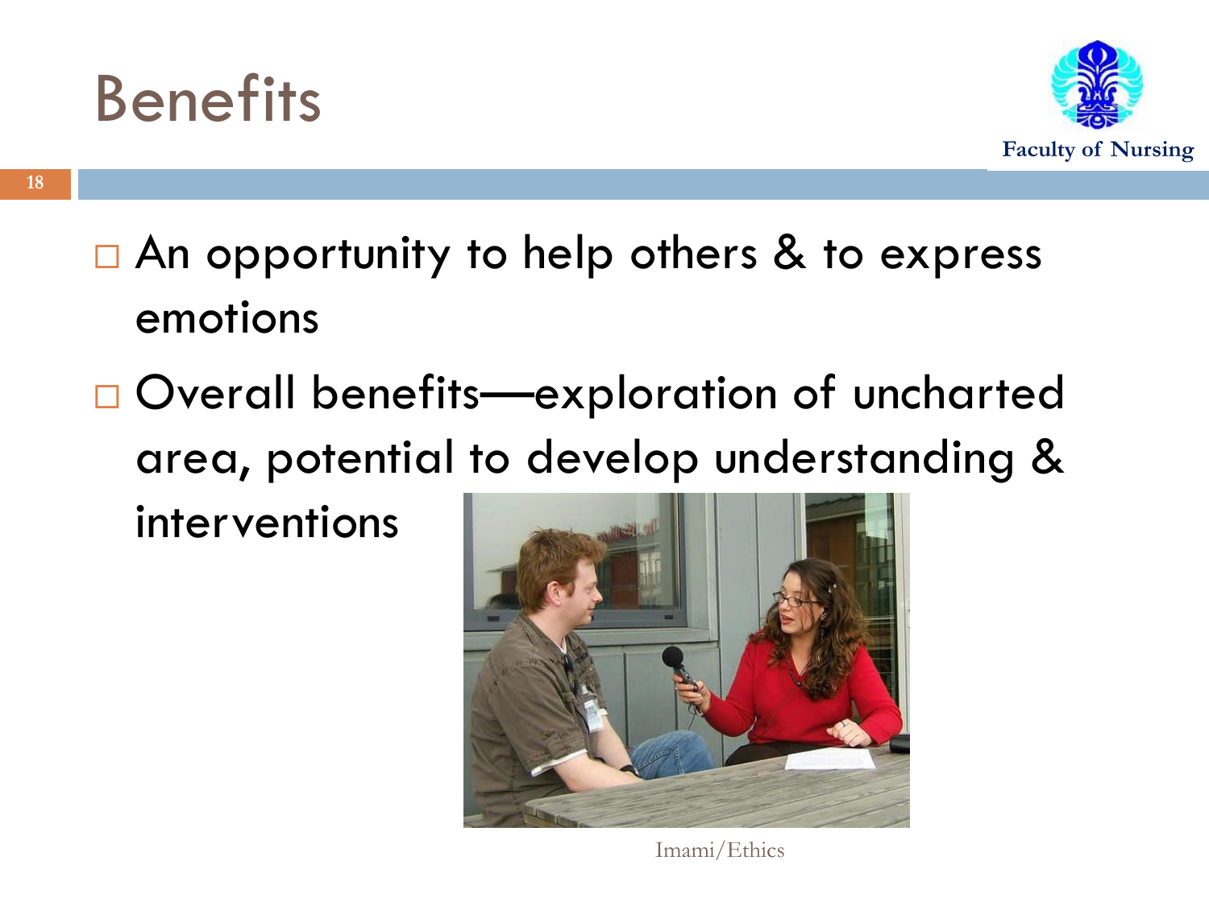# Benefits

- An opportunity to help others & to express emotions
- Overall benefits—exploration of uncharted area, potential to develop understanding & interventions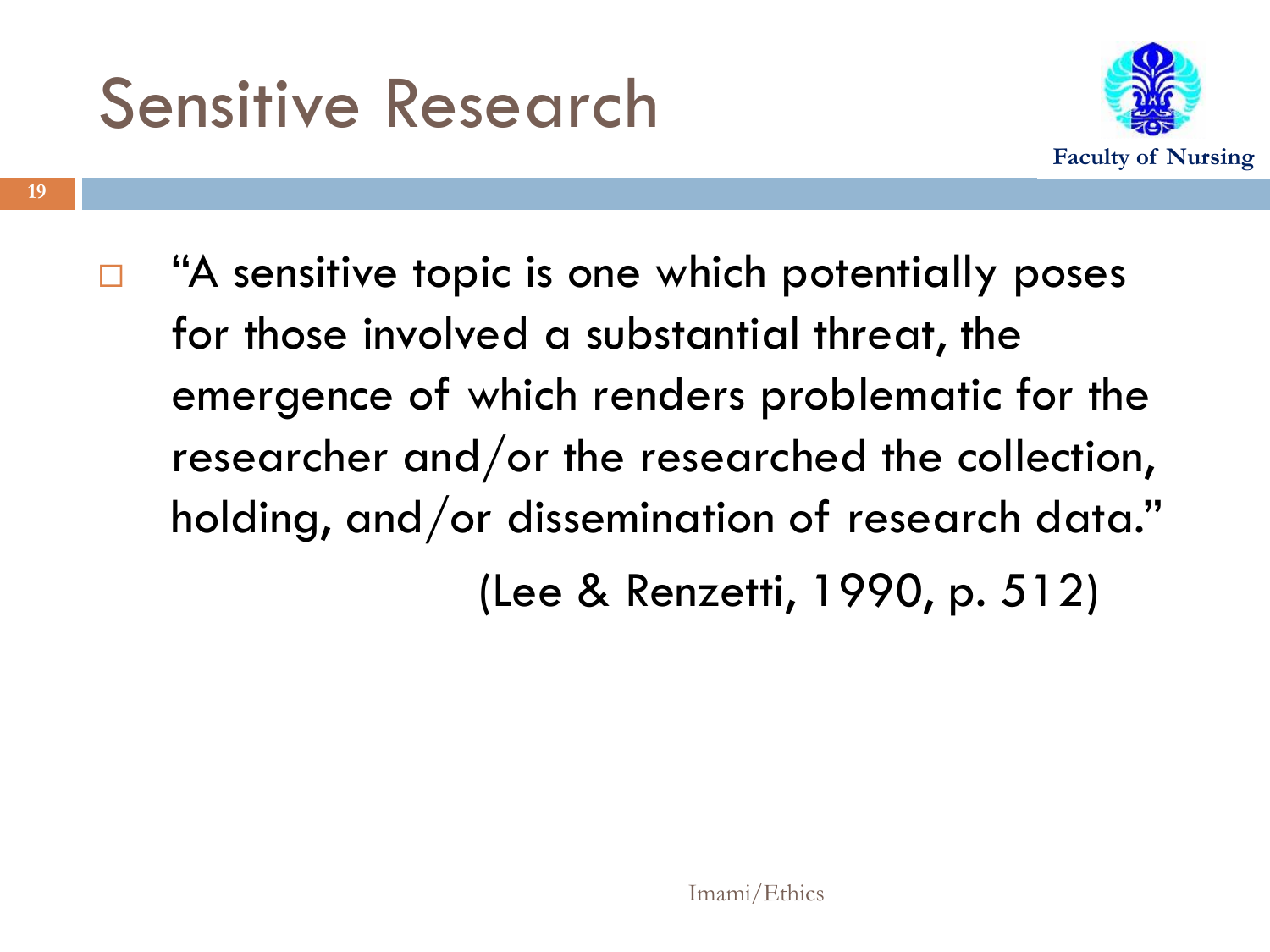# Sensitive Research

- "A sensitive topic is one which potentially poses for those involved a substantial threat, the emergence of which renders problematic for the researcher and/or the researched the collection, holding, and/or dissemination of research data."

  (Lee & Renzetti, 1990, p. 512)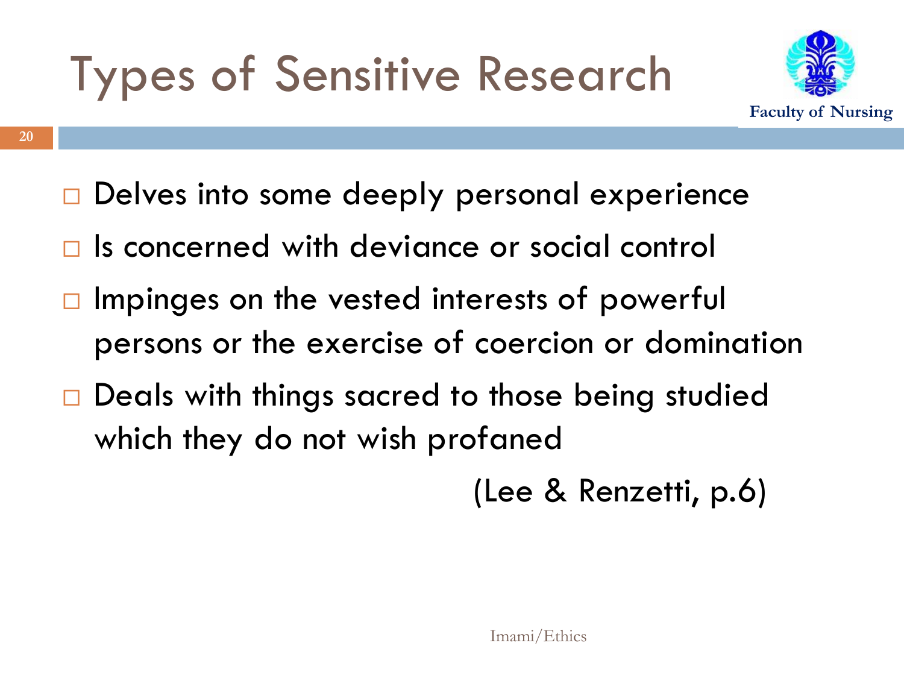# Types of Sensitive Research

- Delves into some deeply personal experience
- Is concerned with deviance or social control
- Impinges on the vested interests of powerful persons or the exercise of coercion or domination
- Deals with things sacred to those being studied which they do not wish profaned

(Lee & Renzetti, p.6)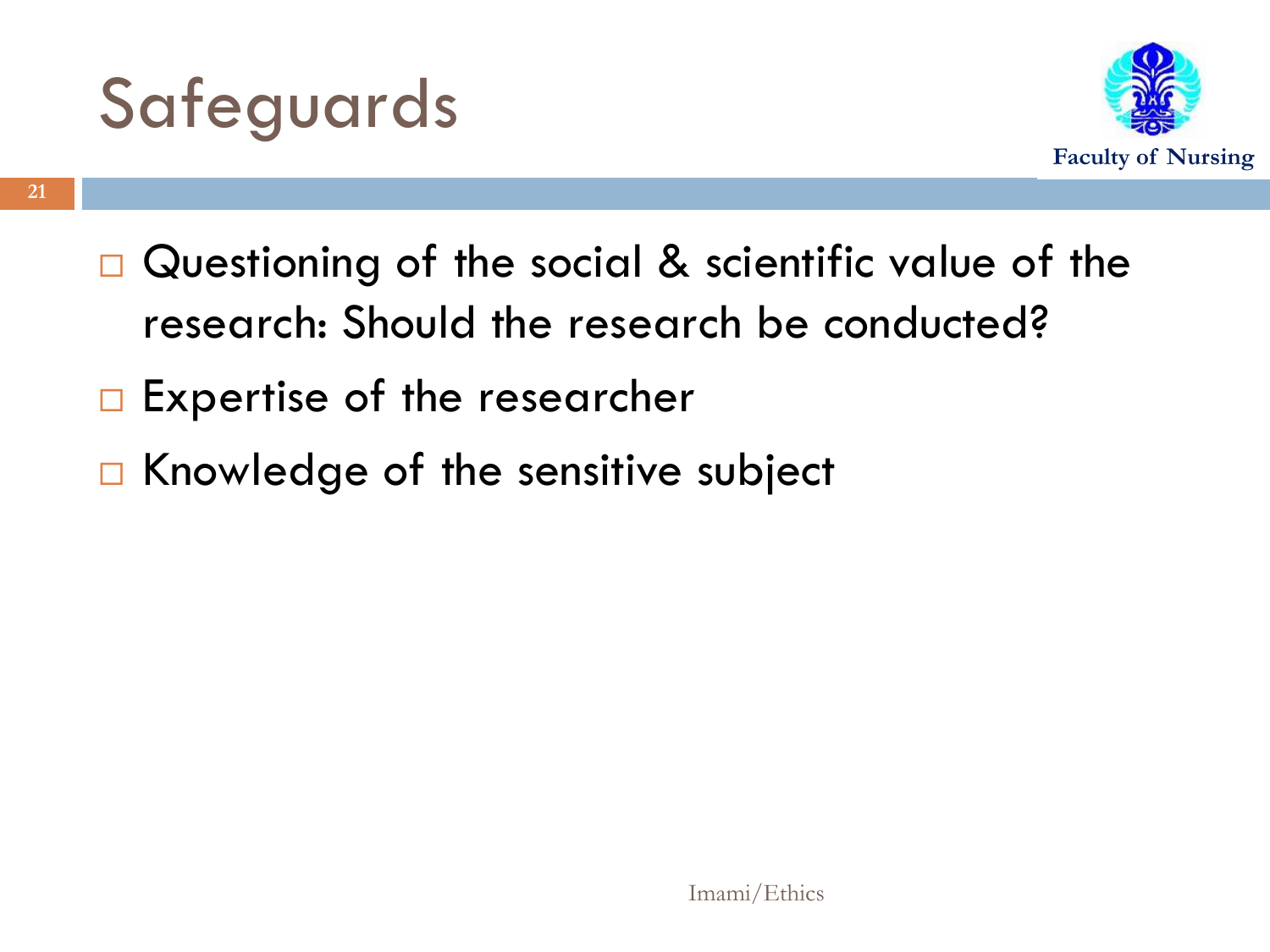# Safeguards

- Questioning of the social & scientific value of the research: Should the research be conducted?
- Expertise of the researcher
- Knowledge of the sensitive subject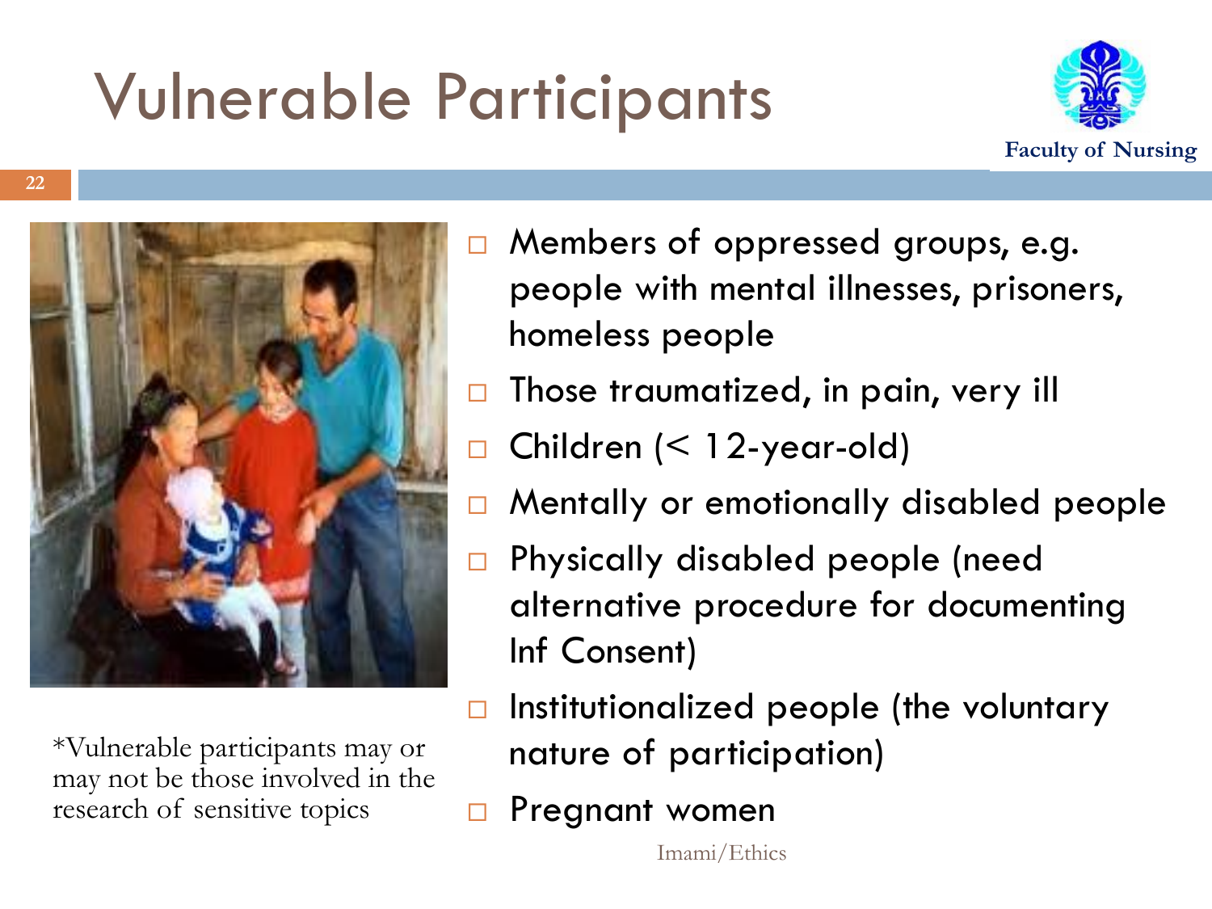# Vulnerable Participants

- Members of oppressed groups, e.g. people with mental illnesses, prisoners, homeless people
- Those traumatized, in pain, very ill
- Children (< 12-year-old)
- Mentally or emotionally disabled people
- Physically disabled people (need alternative procedure for documenting Inf Consent)
- Institutionalized people (the voluntary nature of participation)
- Pregnant women

*Vulnerable participants may or may not be those involved in the research of sensitive topics

Imami/Ethics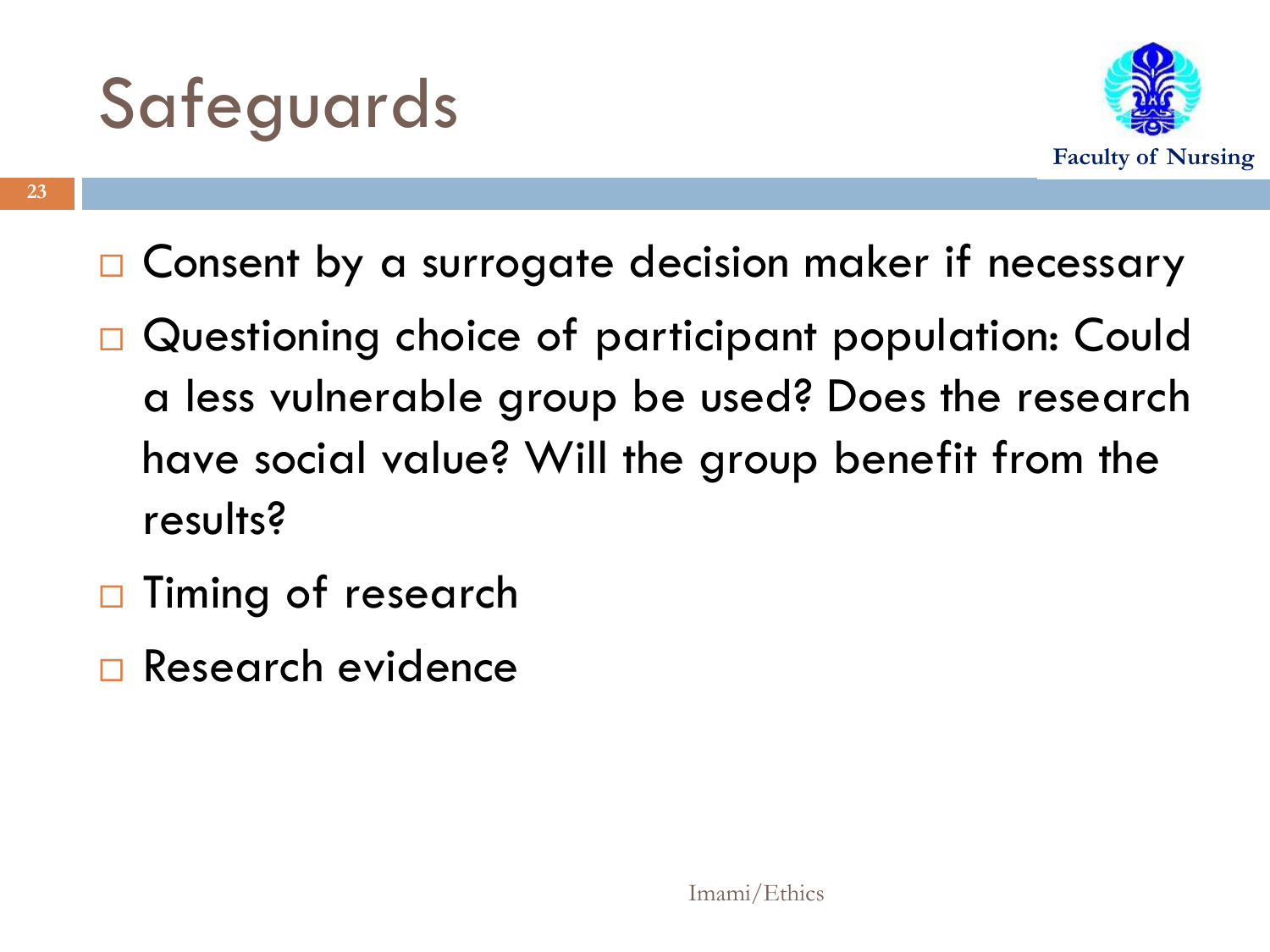# Safeguards

- Consent by a surrogate decision maker if necessary
- Questioning choice of participant population: Could a less vulnerable group be used? Does the research have social value? Will the group benefit from the results?
- Timing of research
- Research evidence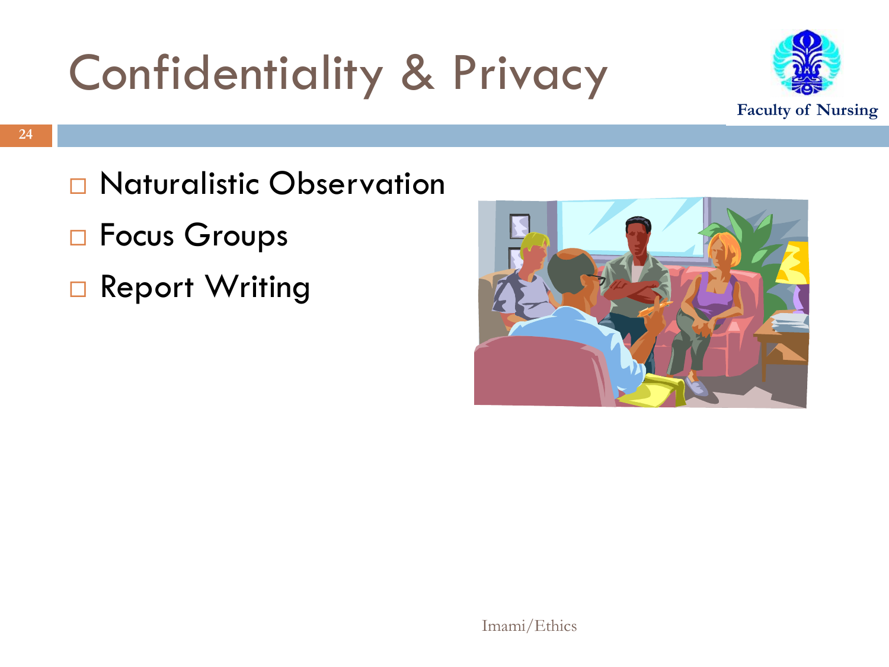# Confidentiality & Privacy

- Naturalistic Observation
- Focus Groups
- Report Writing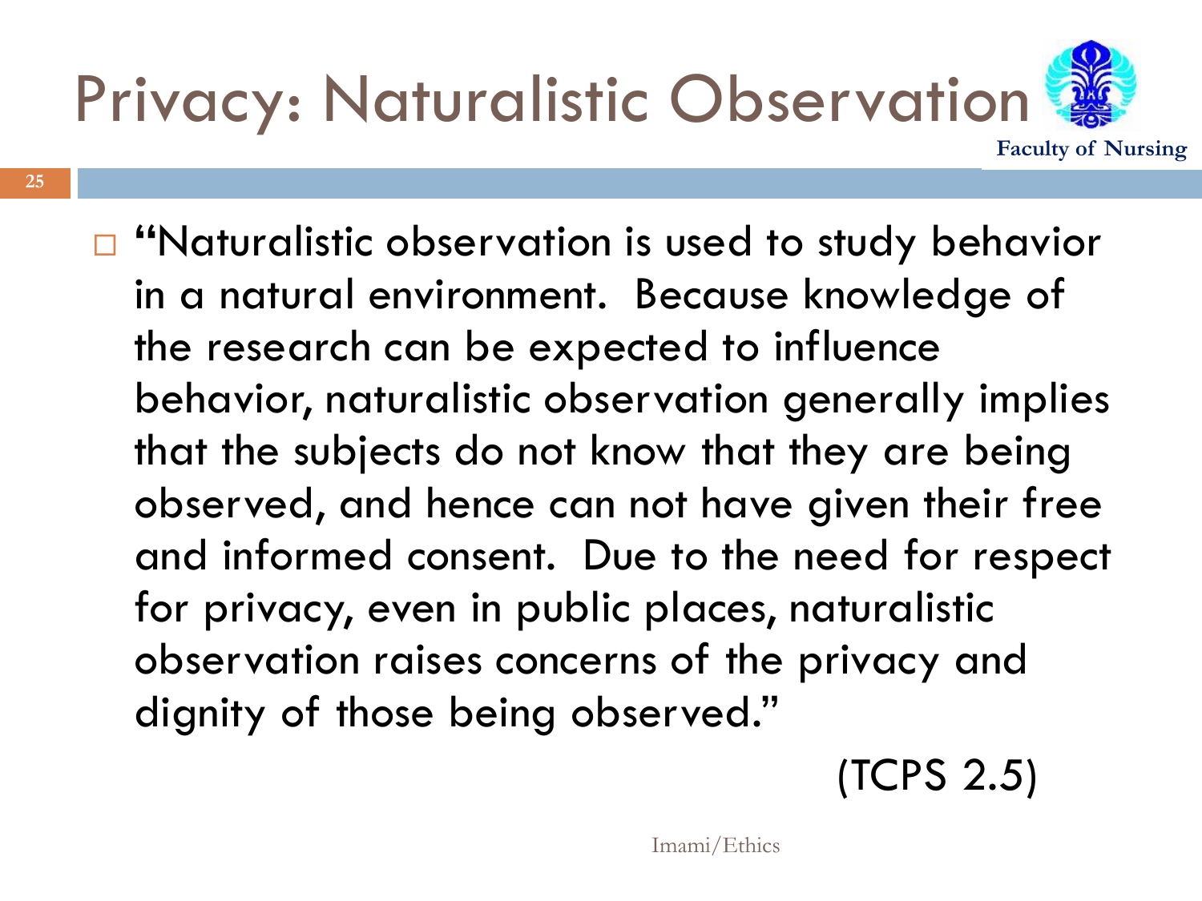# Privacy: Naturalistic Observation

- "Naturalistic observation is used to study behavior in a natural environment. Because knowledge of the research can be expected to influence behavior, naturalistic observation generally implies that the subjects do not know that they are being observed, and hence can not have given their free and informed consent. Due to the need for respect for privacy, even in public places, naturalistic observation raises concerns of the privacy and dignity of those being observed."

(TCPS 2.5)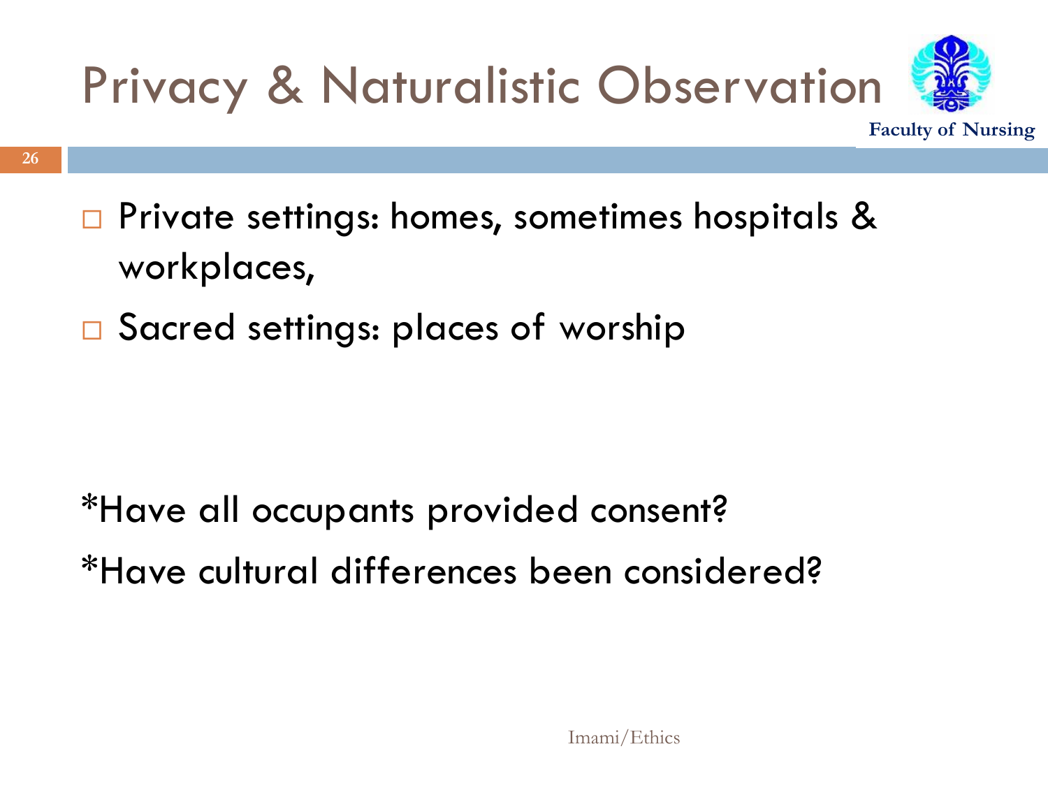# Privacy & Naturalistic Observation

- Private settings: homes, sometimes hospitals & workplaces,
- Sacred settings: places of worship

*Have all occupants provided consent?

*Have cultural differences been considered?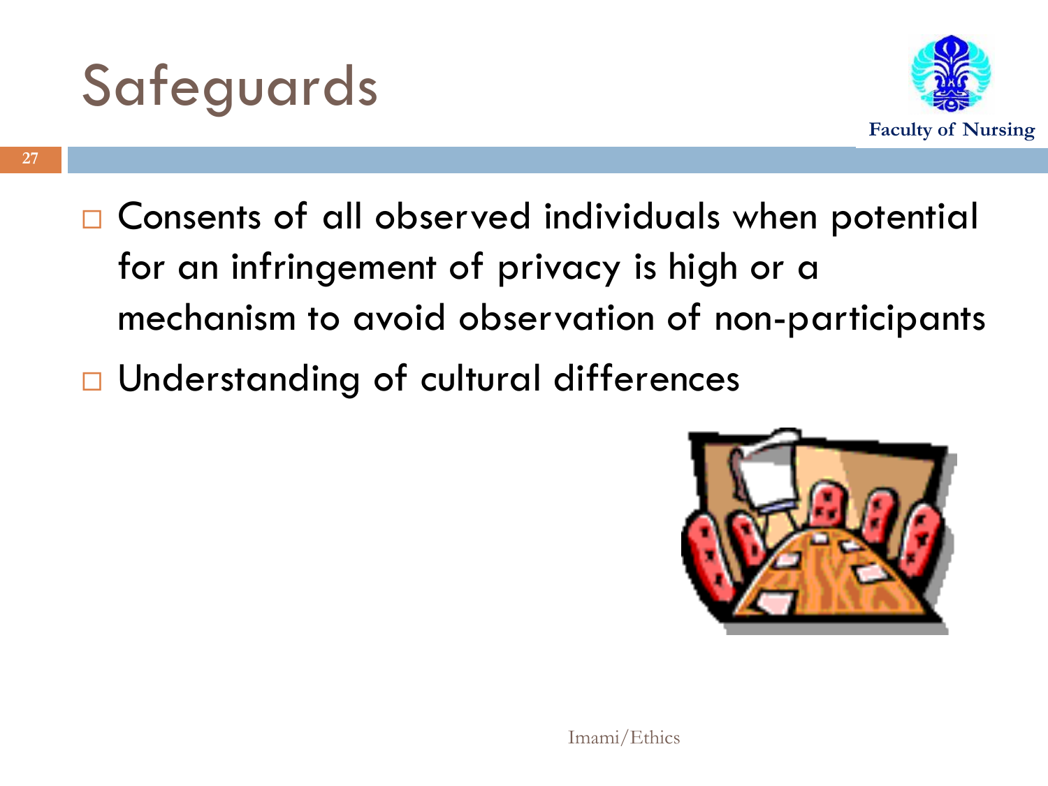# Safeguards

- Consents of all observed individuals when potential for an infringement of privacy is high or a mechanism to avoid observation of non-participants
- Understanding of cultural differences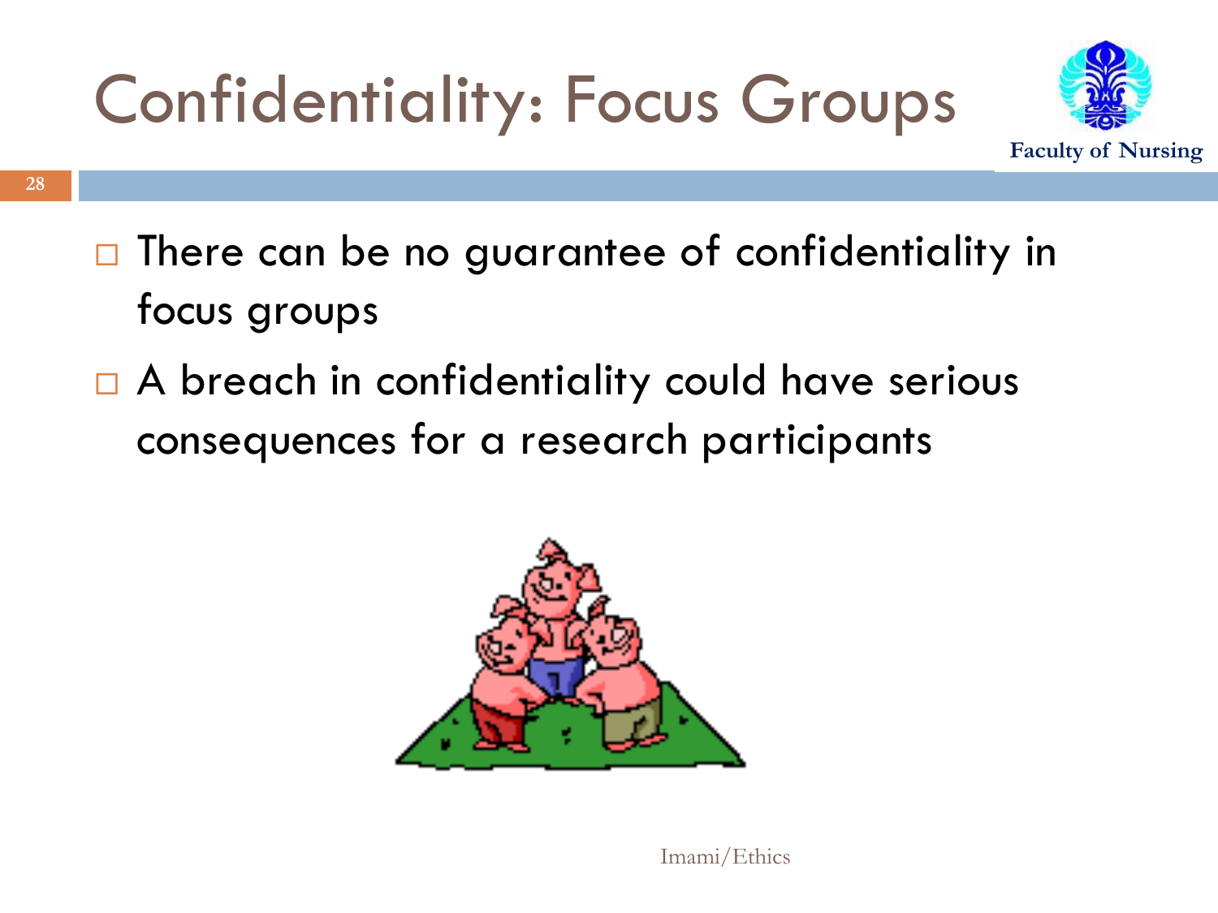# Confidentiality: Focus Groups

- There can be no guarantee of confidentiality in focus groups
- A breach in confidentiality could have serious consequences for a research participants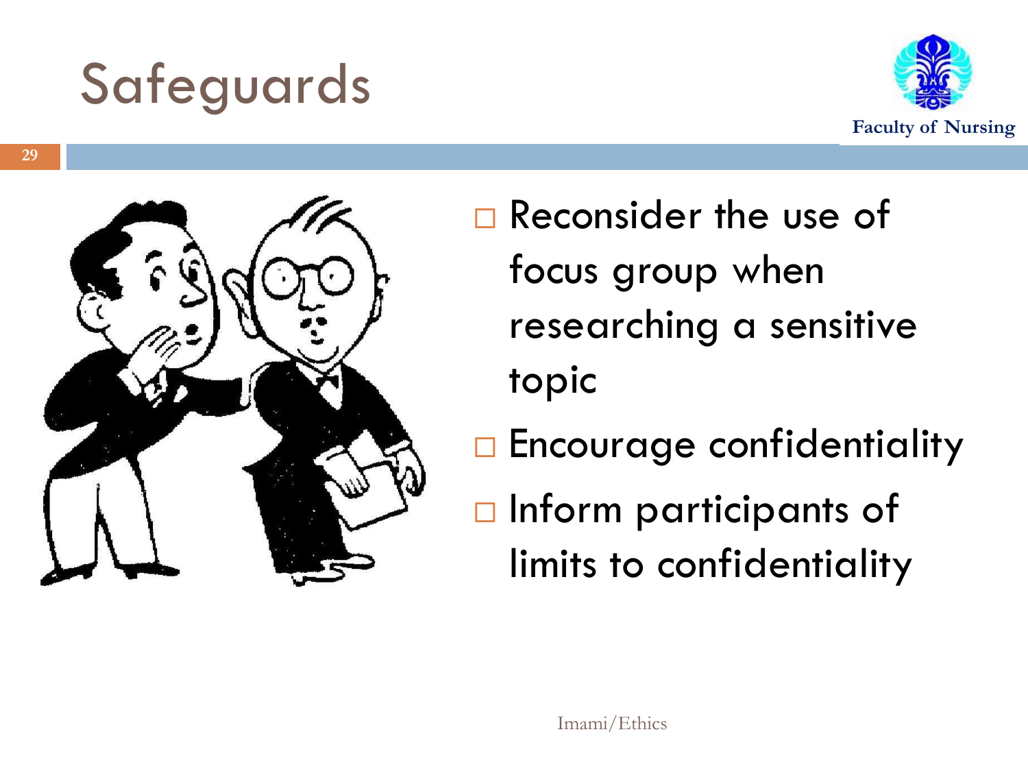# Safeguards

- Reconsider the use of focus group when researching a sensitive topic
- Encourage confidentiality
- Inform participants of limits to confidentiality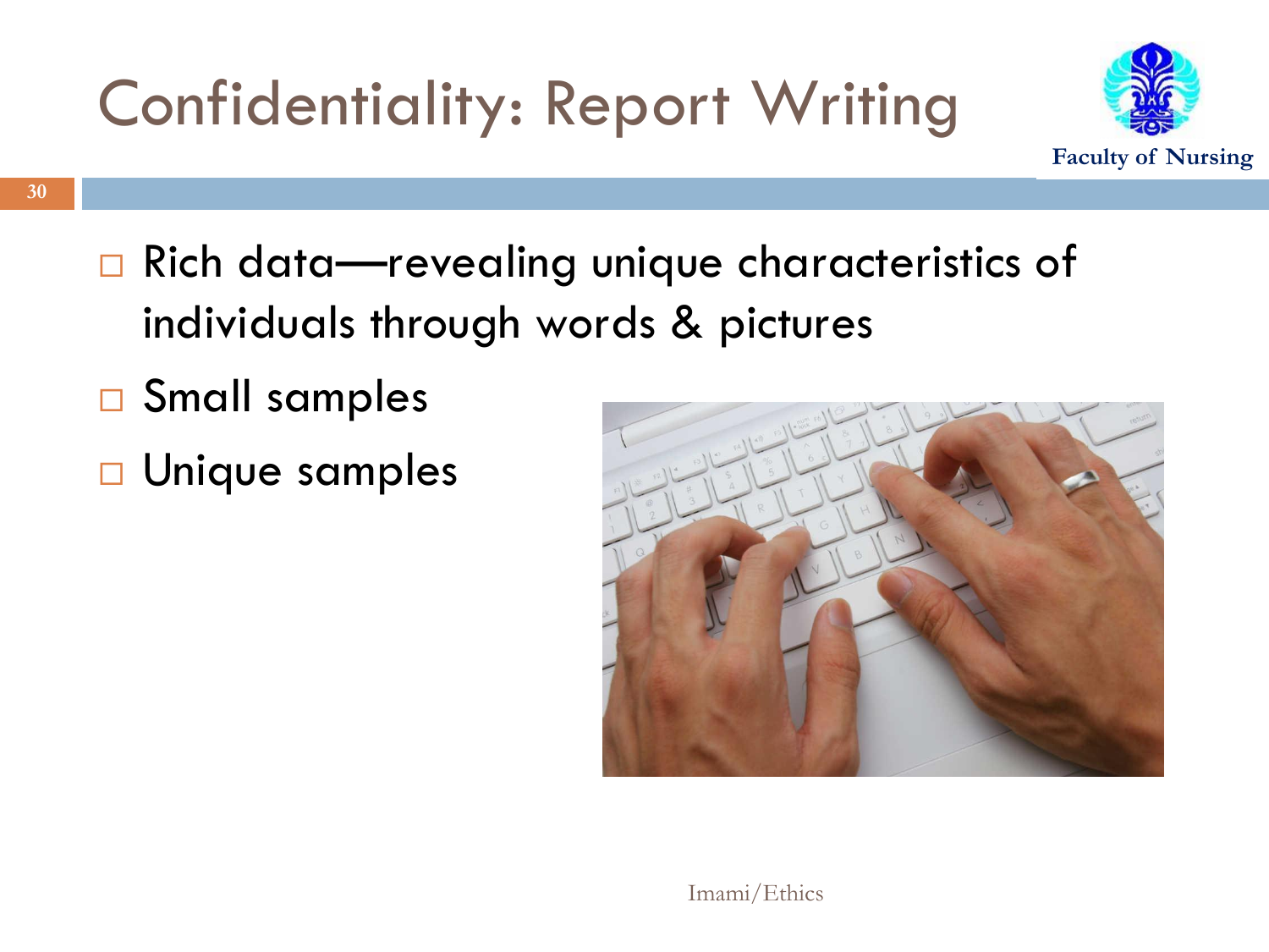# Confidentiality: Report Writing

- Rich data—revealing unique characteristics of individuals through words & pictures
- Small samples
- Unique samples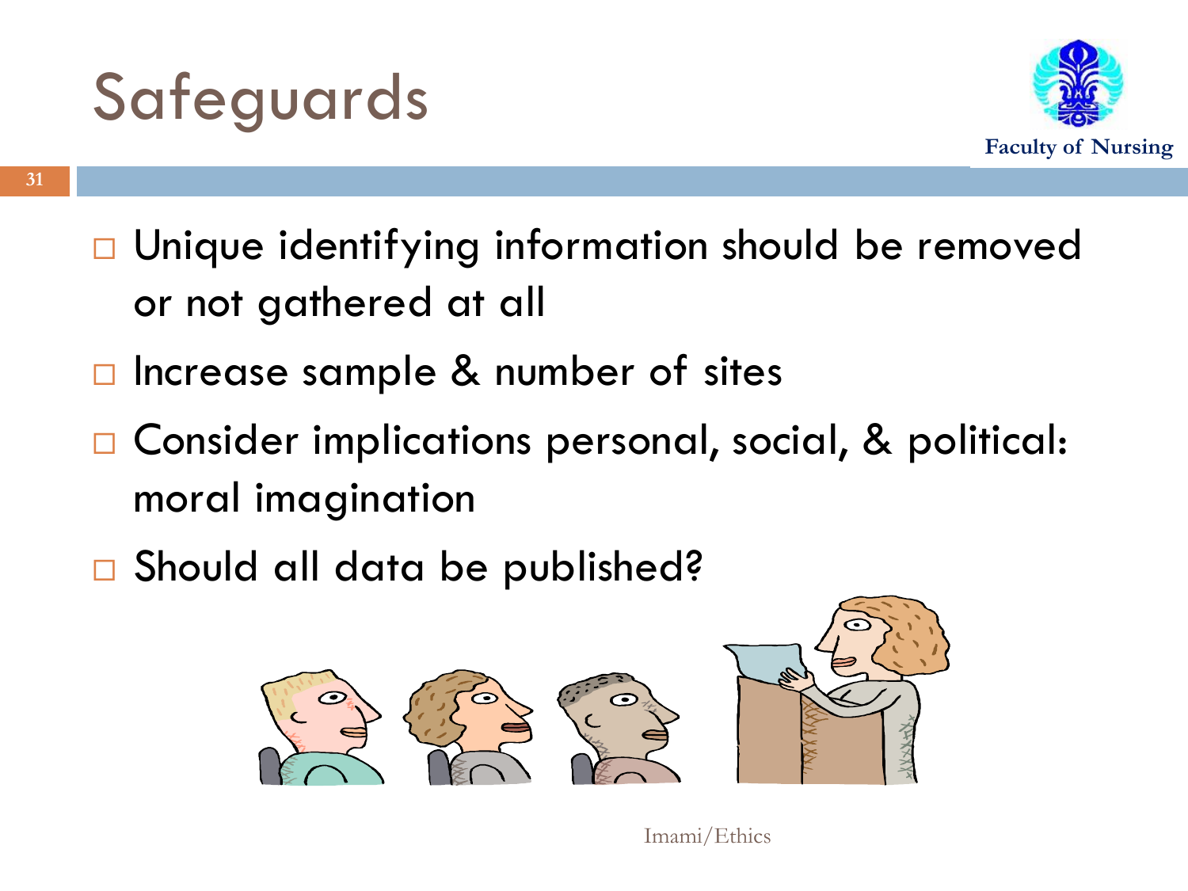# Safeguards

- Unique identifying information should be removed or not gathered at all
- Increase sample & number of sites
- Consider implications personal, social, & political: moral imagination
- Should all data be published?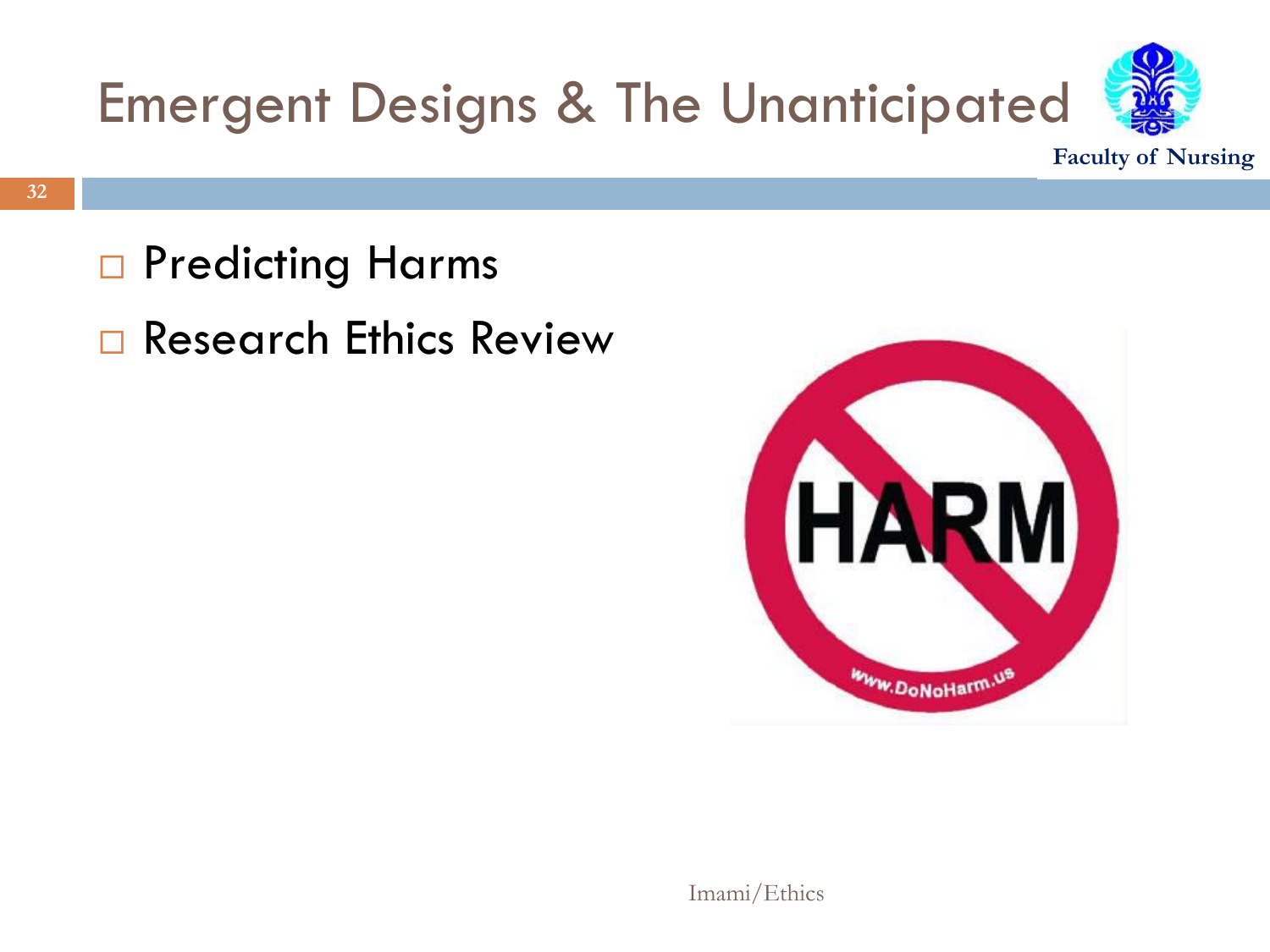# Emergent Designs & The Unanticipated

- Predicting Harms
- Research Ethics Review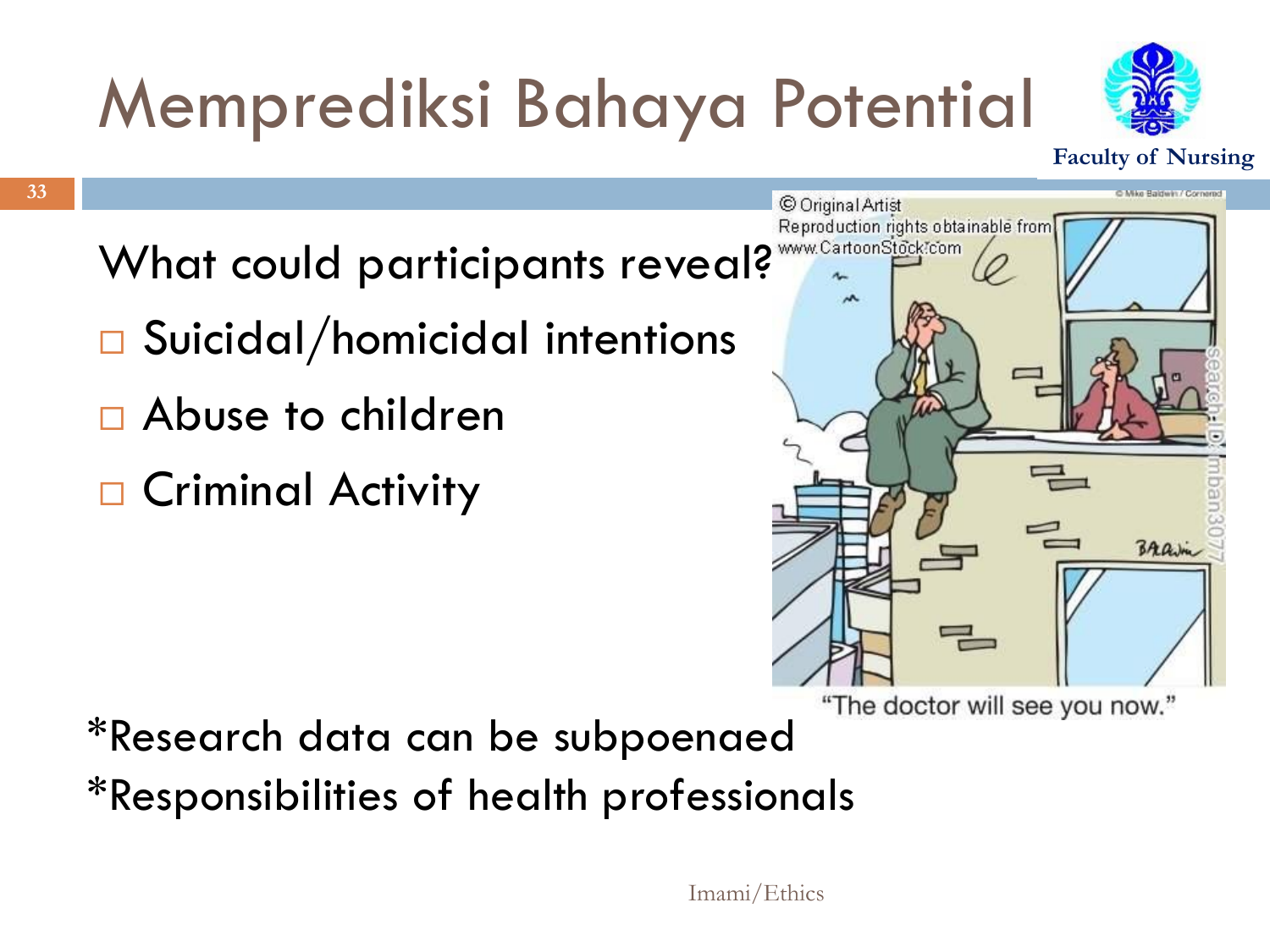# Memprediksi Bahaya Potential

What could participants reveal?

- Suicidal/homicidal intentions
- Abuse to children
- Criminal Activity

"The doctor will see you now."

*Research data can be subpoenaed
*Responsibilities of health professionals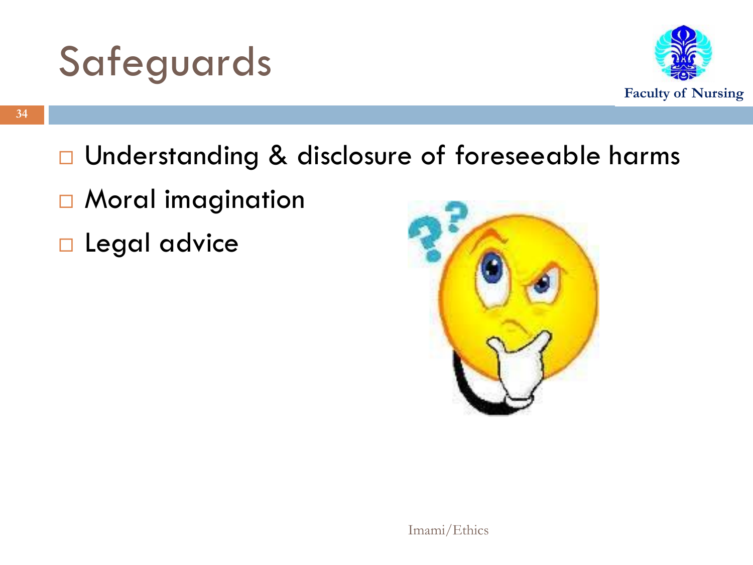# Safeguards

- Understanding & disclosure of foreseeable harms
- Moral imagination
- Legal advice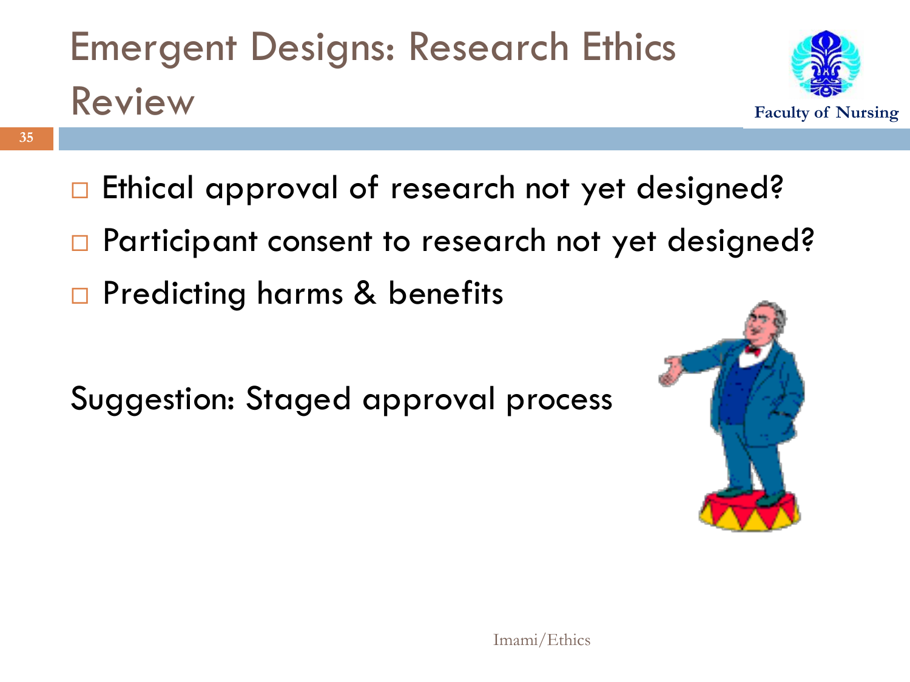# Emergent Designs: Research Ethics Review

- Ethical approval of research not yet designed?
- Participant consent to research not yet designed?
- Predicting harms & benefits

Suggestion: Staged approval process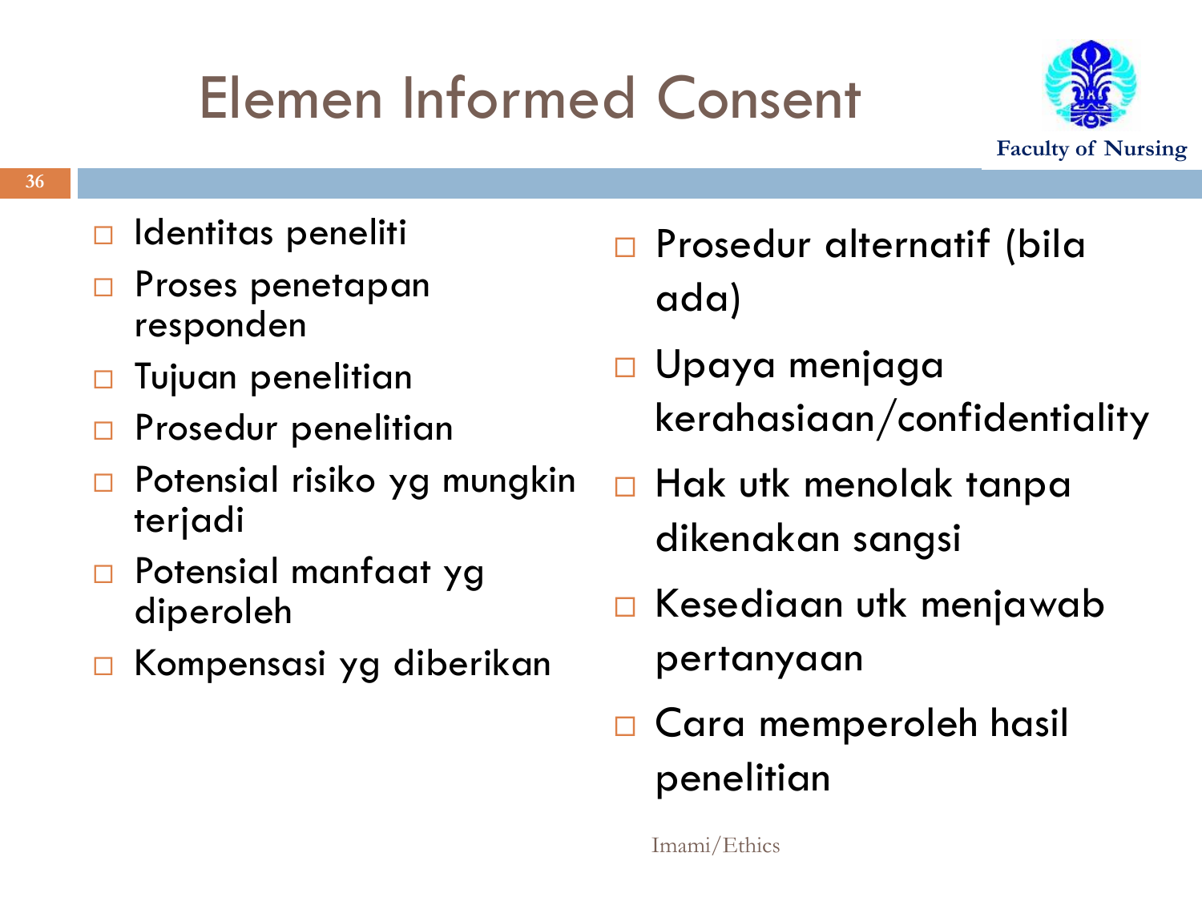# Elemen Informed Consent

- Identitas peneliti
- Proses penetapan responden
- Tujuan penelitian
- Prosedur penelitian
- Potensial risiko yg mungkin terjadi
- Potensial manfaat yg diperoleh
- Kompensasi yg diberikan
- Prosedur alternatif (bila ada)
- Upaya menjaga kerahasiaan/confidentiality
- Hak utk menolak tanpa dikenakan sangsi
- Kesediaan utk menjawab pertanyaan
- Cara memperoleh hasil penelitian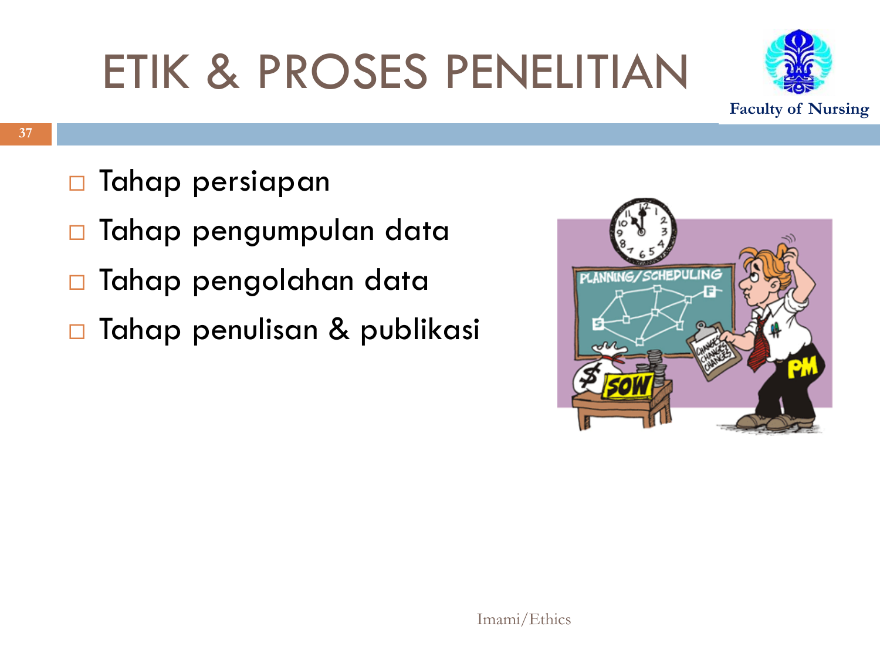# ETIK & PROSES PENELITIAN

- Tahap persiapan
- Tahap pengumpulan data
- Tahap pengolahan data
- Tahap penulisan & publikasi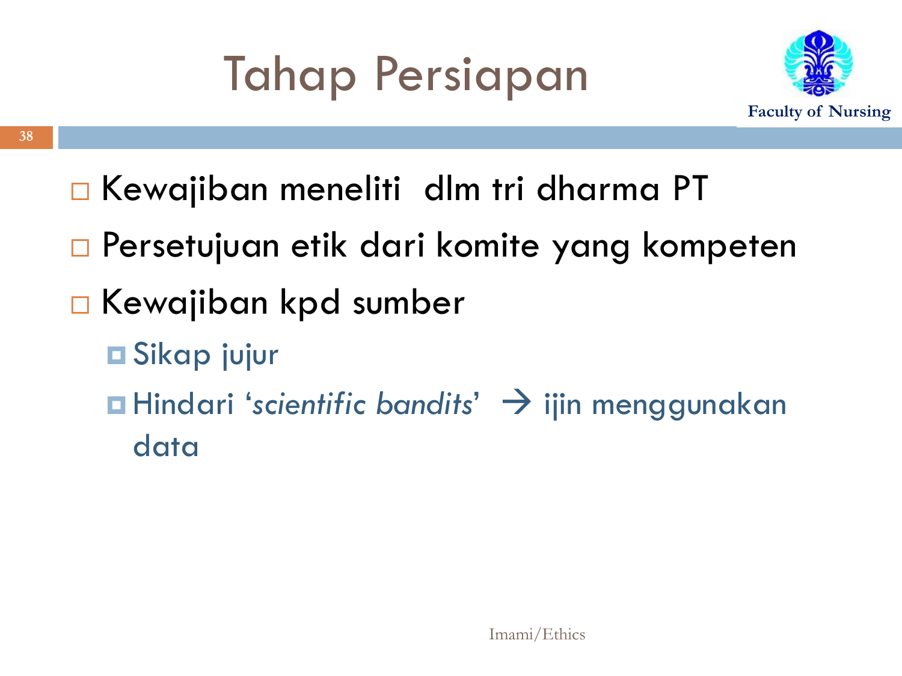# Tahap Persiapan

- Kewajiban meneliti dlm tri dharma PT
- Persetujuan etik dari komite yang kompeten
- Kewajiban kpd sumber
  - Sikap jujur
  - Hindari '*scientific bandits*' → ijin menggunakan data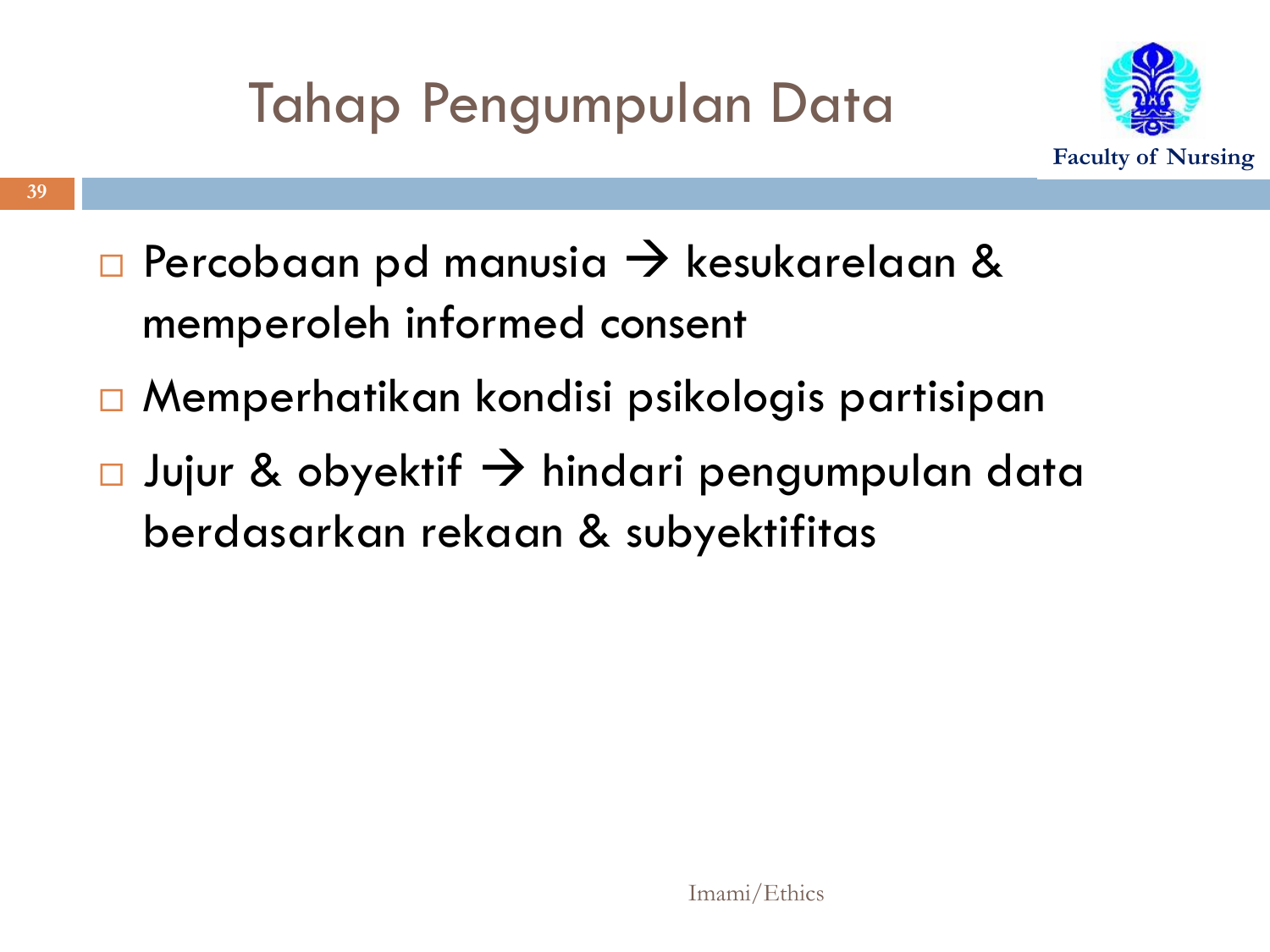# Tahap Pengumpulan Data

- Percobaan pd manusia → kesukarelaan & memperoleh informed consent
- Memperhatikan kondisi psikologis partisipan
- Jujur & obyektif → hindari pengumpulan data berdasarkan rekaan & subyektifitas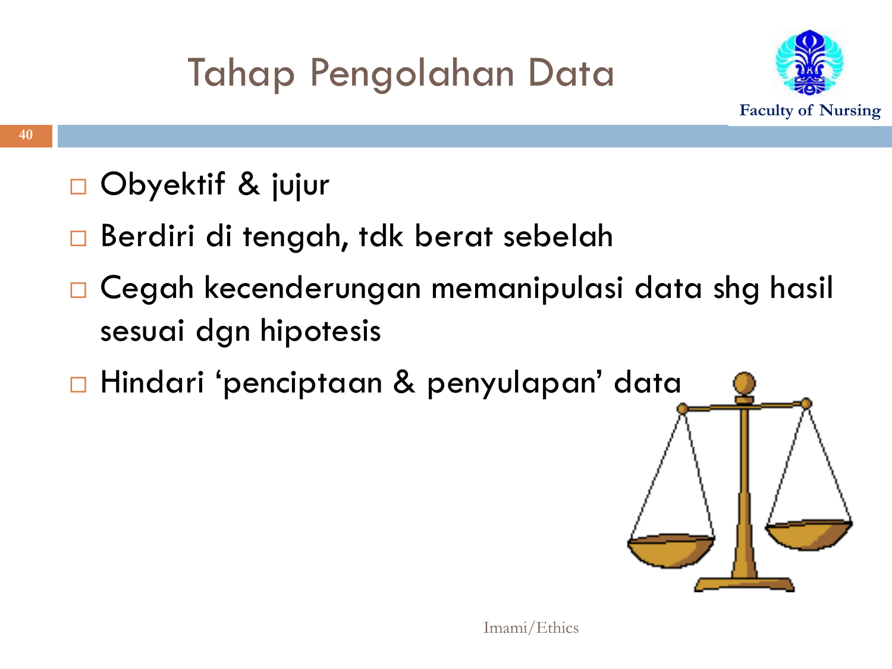# Tahap Pengolahan Data

- Obyektif & jujur
- Berdiri di tengah, tdk berat sebelah
- Cegah kecenderungan memanipulasi data shg hasil sesuai dgn hipotesis
- Hindari ‘penciptaan & penyulapan’ data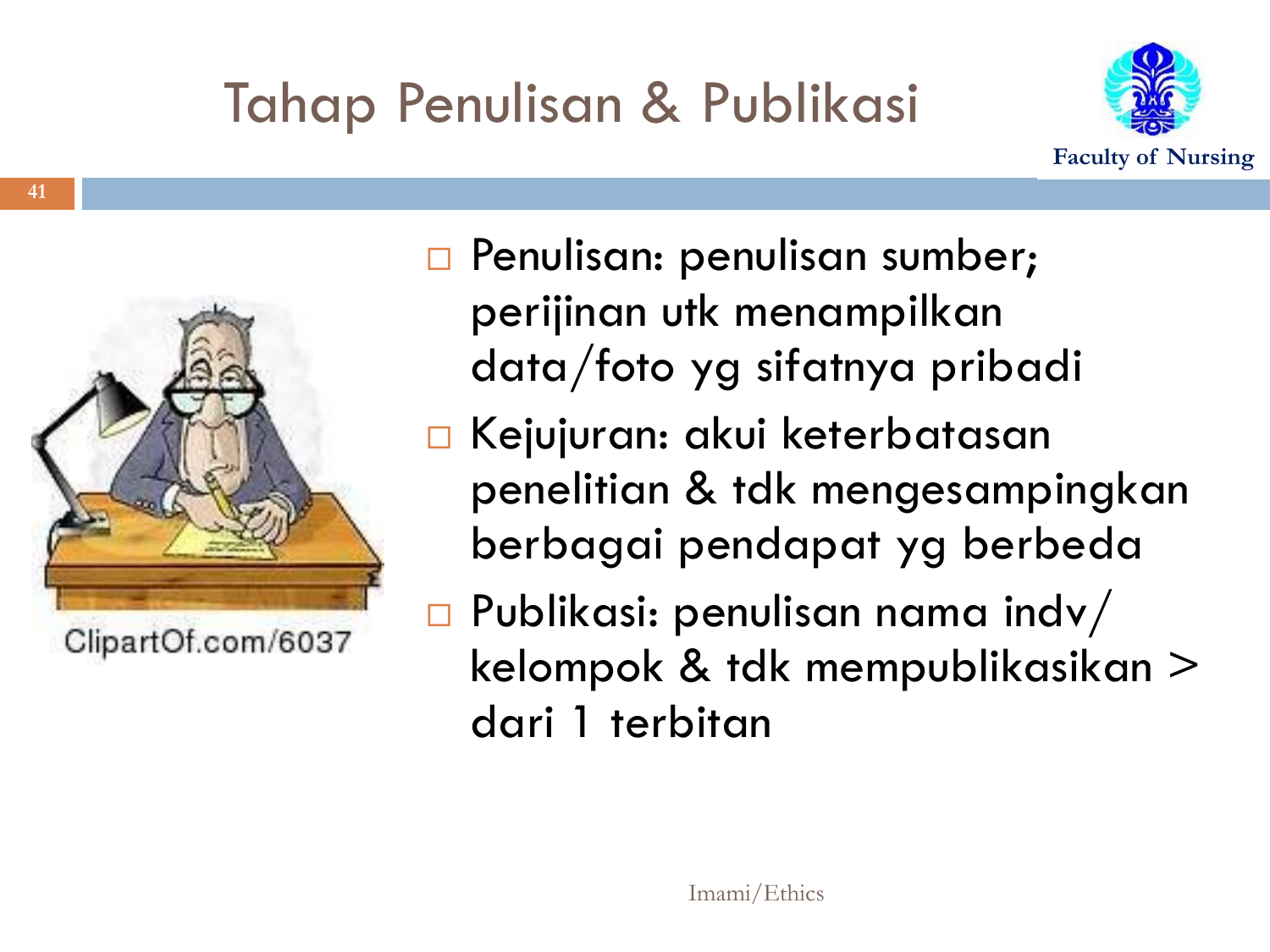# Tahap Penulisan & Publikasi

- Penulisan: penulisan sumber; perijinan utk menampilkan data/foto yg sifatnya pribadi
- Kejujuran: akui keterbatasan penelitian & tdk mengesampingkan berbagai pendapat yg berbeda
- Publikasi: penulisan nama indv/ kelompok & tdk mempublikasikan > dari 1 terbitan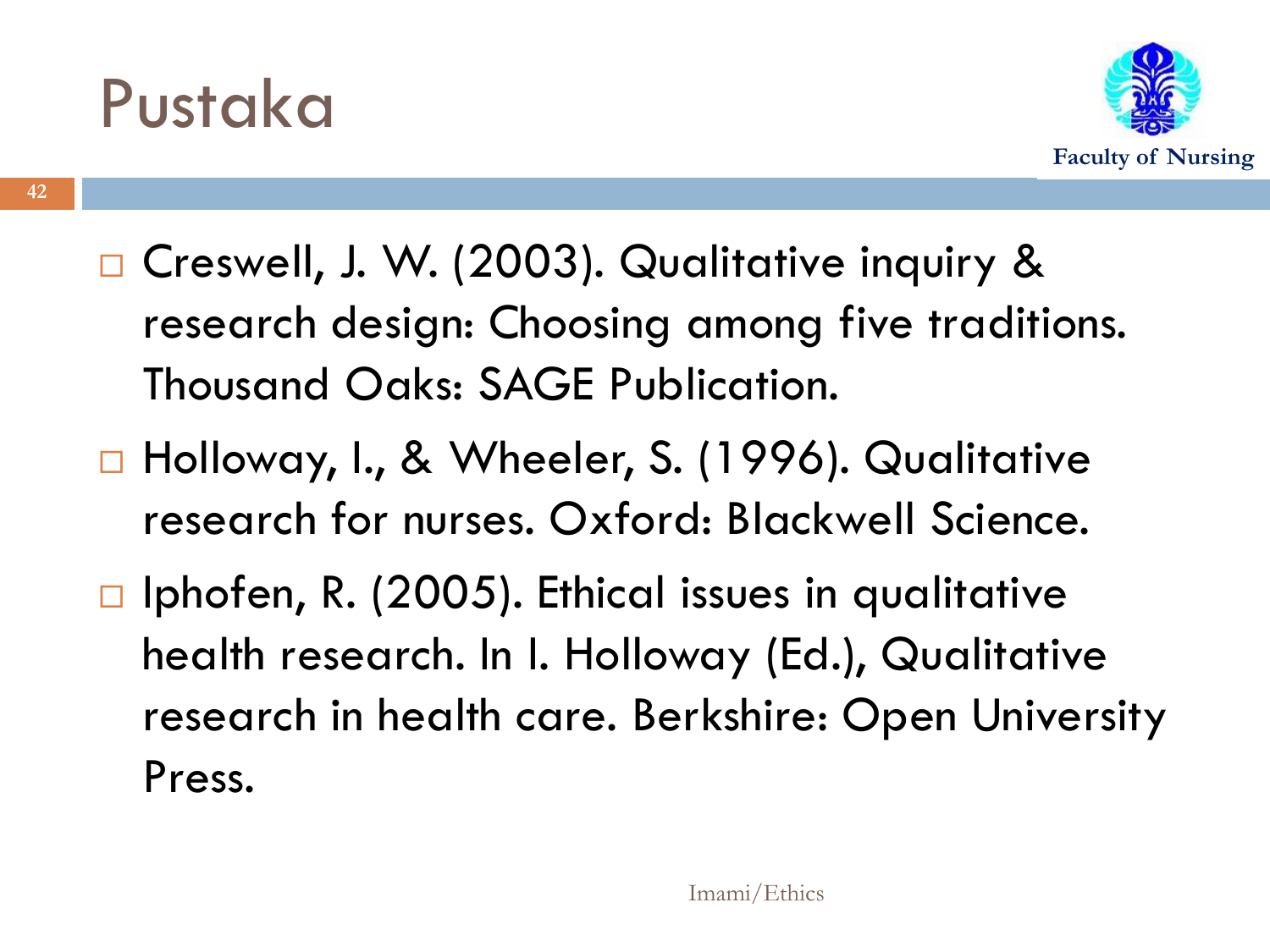# Pustaka

- Creswell, J. W. (2003). Qualitative inquiry & research design: Choosing among five traditions. Thousand Oaks: SAGE Publication.
- Holloway, I., & Wheeler, S. (1996). Qualitative research for nurses. Oxford: Blackwell Science.
- Iphofen, R. (2005). Ethical issues in qualitative health research. In I. Holloway (Ed.), Qualitative research in health care. Berkshire: Open University Press.